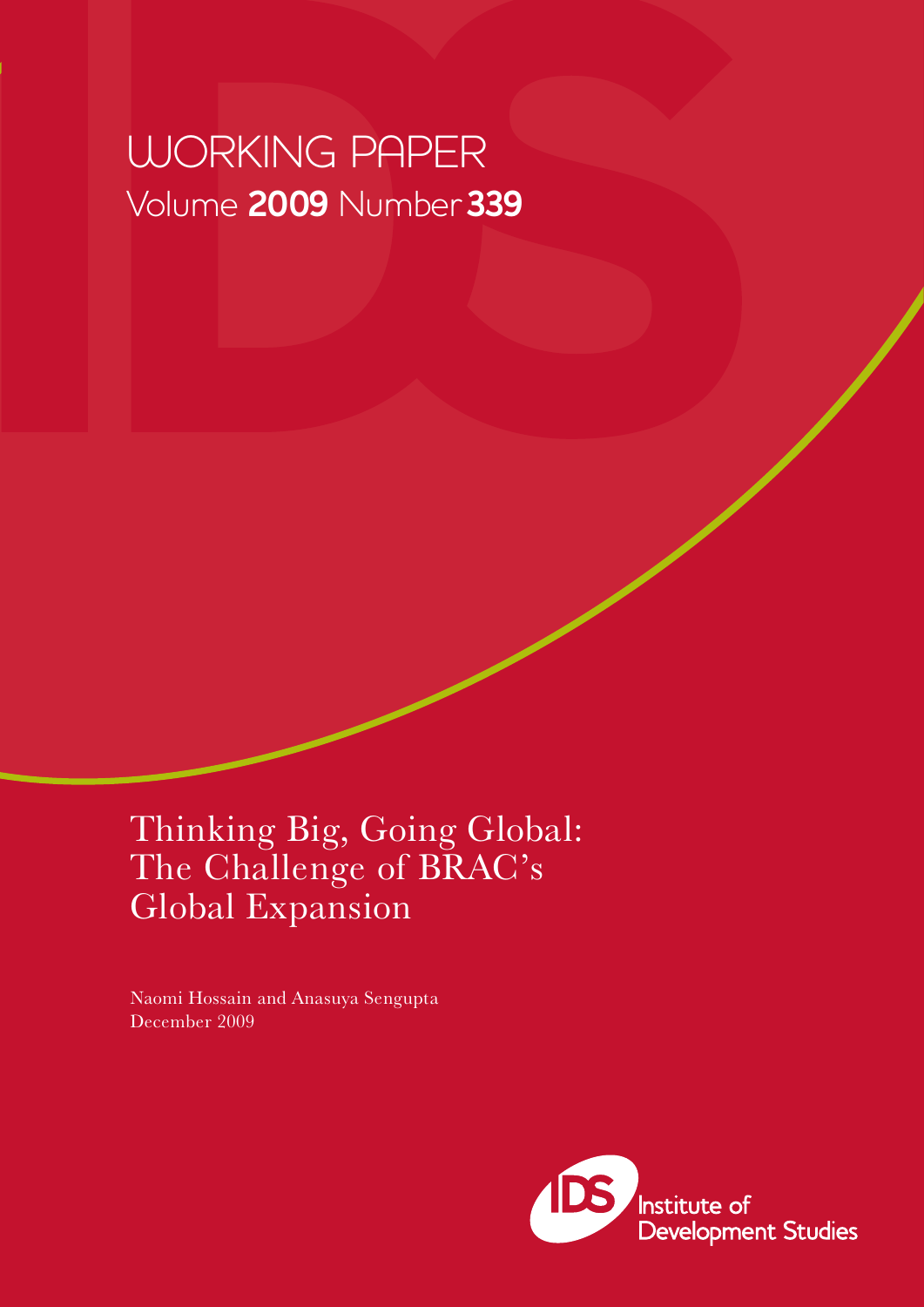WORKING PAPER
Volume **2009** Number **339**

# Thinking Big, Going Global: The Challenge of BRAC's Global Expansion

Naomi Hossain and Anasuya Sengupta
December 2009

Institute of Development Studies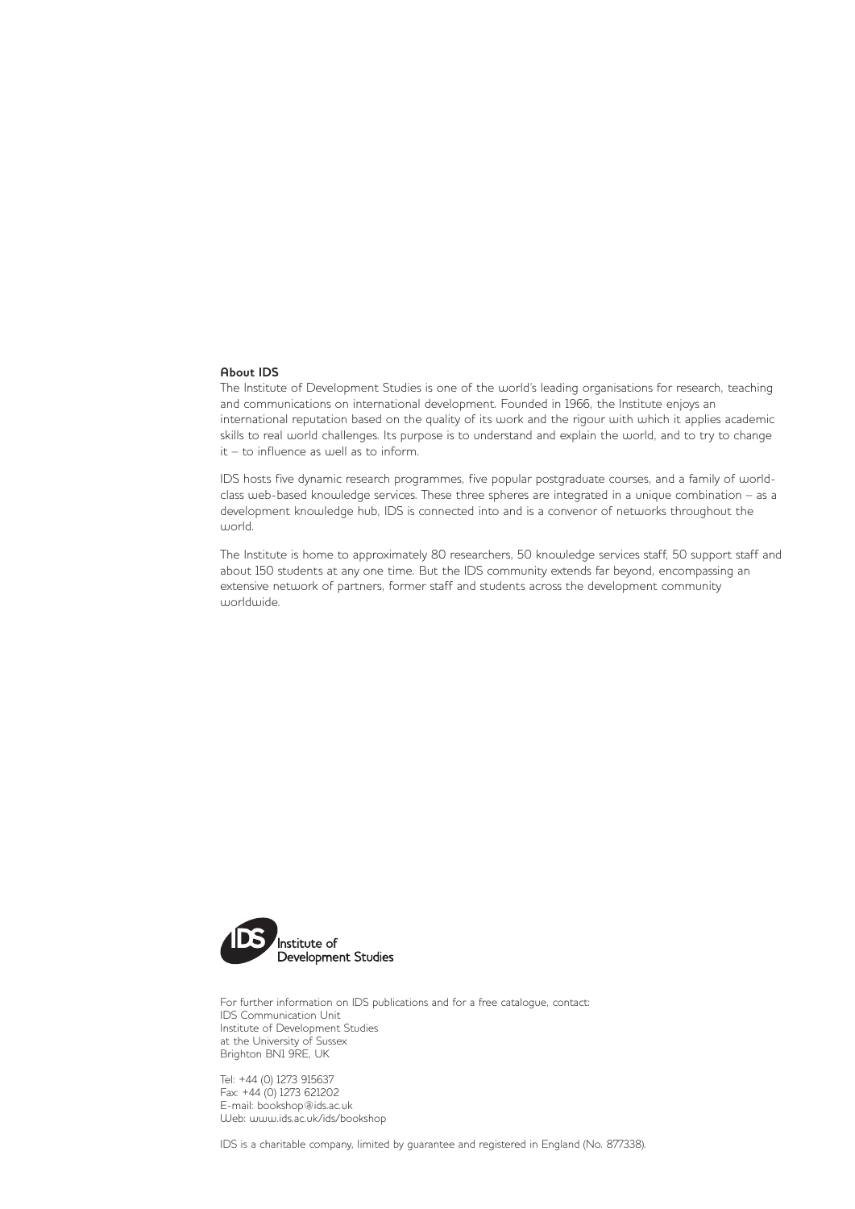**About IDS**

The Institute of Development Studies is one of the world's leading organisations for research, teaching and communications on international development. Founded in 1966, the Institute enjoys an international reputation based on the quality of its work and the rigour with which it applies academic skills to real world challenges. Its purpose is to understand and explain the world, and to try to change it – to influence as well as to inform.

IDS hosts five dynamic research programmes, five popular postgraduate courses, and a family of world-class web-based knowledge services. These three spheres are integrated in a unique combination – as a development knowledge hub, IDS is connected into and is a convenor of networks throughout the world.

The Institute is home to approximately 80 researchers, 50 knowledge services staff, 50 support staff and about 150 students at any one time. But the IDS community extends far beyond, encompassing an extensive network of partners, former staff and students across the development community worldwide.

IDS Institute of Development Studies

For further information on IDS publications and for a free catalogue, contact:
IDS Communication Unit
Institute of Development Studies
at the University of Sussex
Brighton BN1 9RE, UK

Tel: +44 (0) 1273 915637
Fax: +44 (0) 1273 621202
E-mail: bookshop@ids.ac.uk
Web: www.ids.ac.uk/ids/bookshop

IDS is a charitable company, limited by guarantee and registered in England (No. 877338).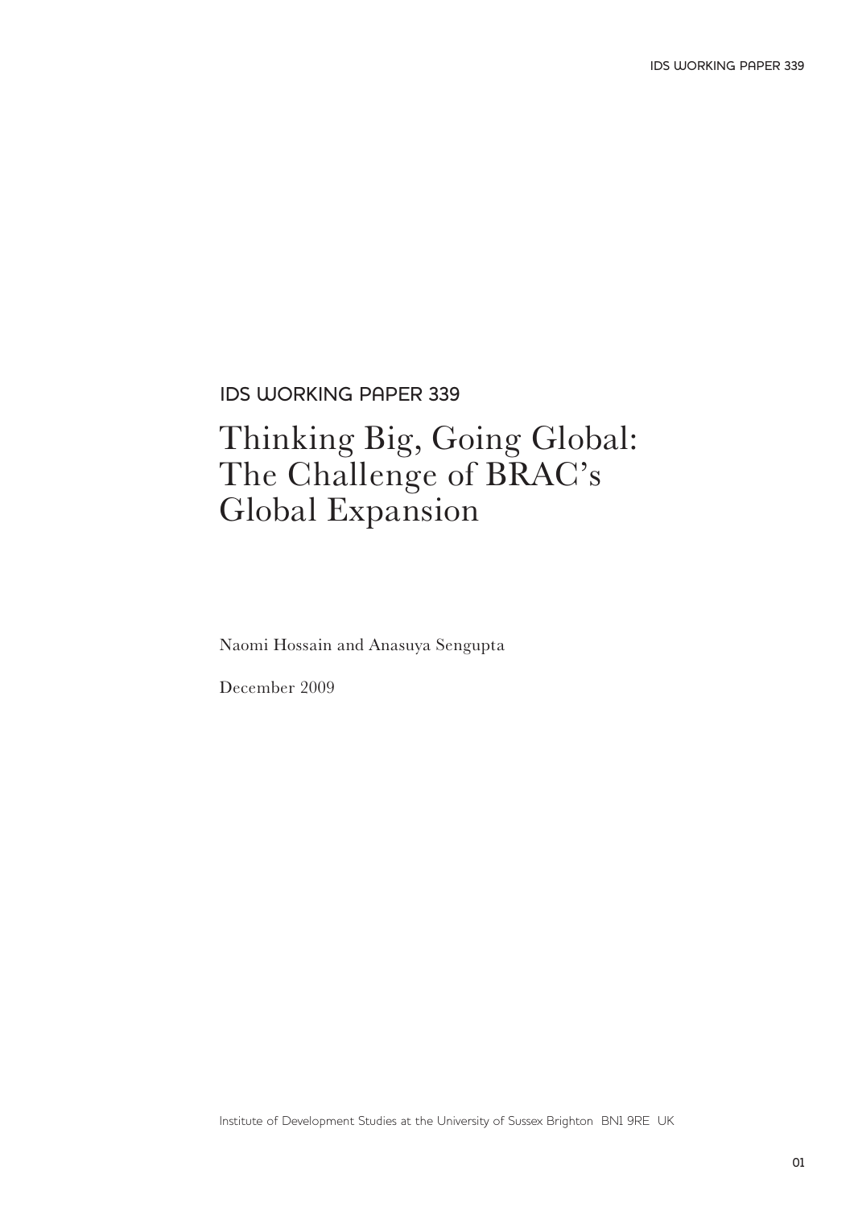IDS WORKING PAPER 339

# Thinking Big, Going Global: The Challenge of BRAC's Global Expansion

Naomi Hossain and Anasuya Sengupta

December 2009

Institute of Development Studies at the University of Sussex Brighton BN1 9RE UK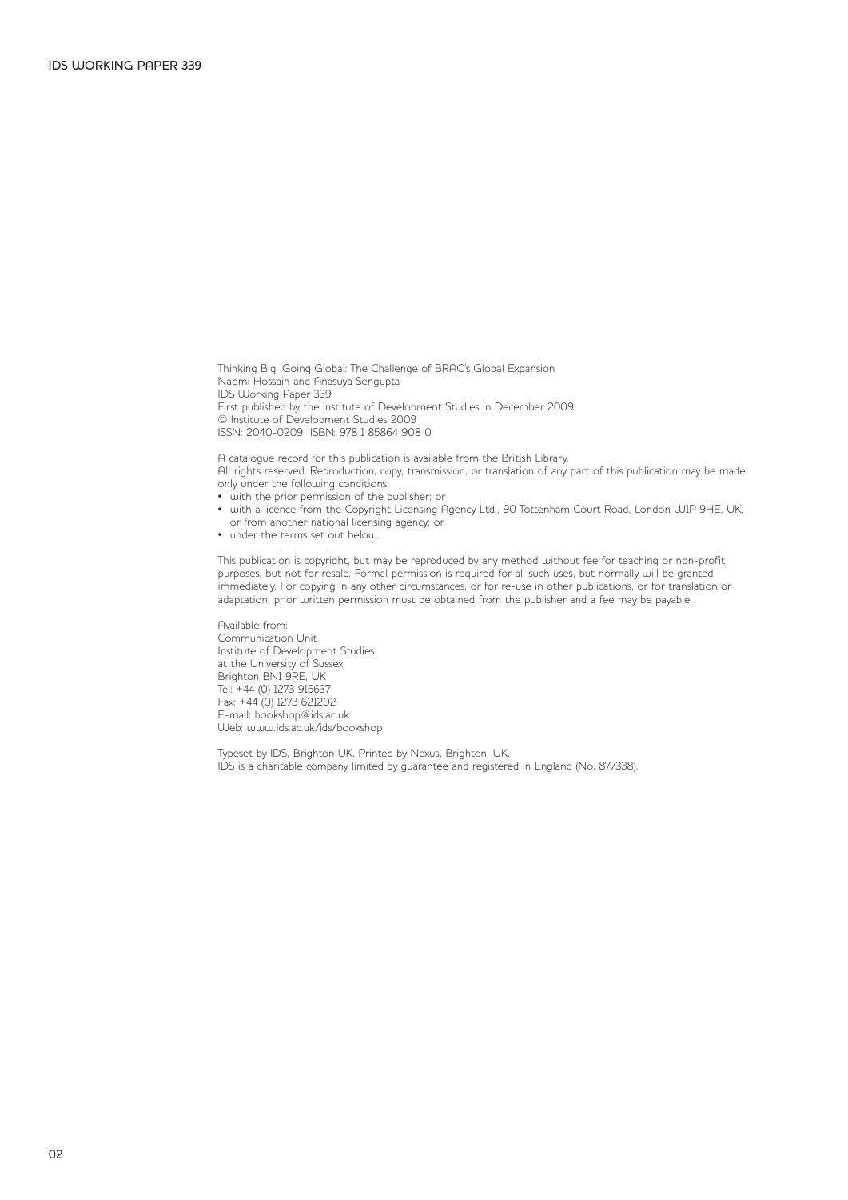Thinking Big, Going Global: The Challenge of BRAC's Global Expansion
Naomi Hossain and Anasuya Sengupta
IDS Working Paper 339
First published by the Institute of Development Studies in December 2009
© Institute of Development Studies 2009
ISSN: 2040-0209 ISBN: 978 1 85864 908 0

A catalogue record for this publication is available from the British Library.
All rights reserved. Reproduction, copy, transmission, or translation of any part of this publication may be made only under the following conditions:

- with the prior permission of the publisher; or
- with a licence from the Copyright Licensing Agency Ltd., 90 Tottenham Court Road, London W1P 9HE, UK, or from another national licensing agency; or
- under the terms set out below.

This publication is copyright, but may be reproduced by any method without fee for teaching or non-profit purposes, but not for resale. Formal permission is required for all such uses, but normally will be granted immediately. For copying in any other circumstances, or for re-use in other publications, or for translation or adaptation, prior written permission must be obtained from the publisher and a fee may be payable.

Available from:
Communication Unit
Institute of Development Studies
at the University of Sussex
Brighton BN1 9RE, UK
Tel: +44 (0) 1273 915637
Fax: +44 (0) 1273 621202
E-mail: bookshop@ids.ac.uk
Web: www.ids.ac.uk/ids/bookshop

Typeset by IDS, Brighton UK. Printed by Nexus, Brighton, UK.
IDS is a charitable company limited by guarantee and registered in England (No. 877338).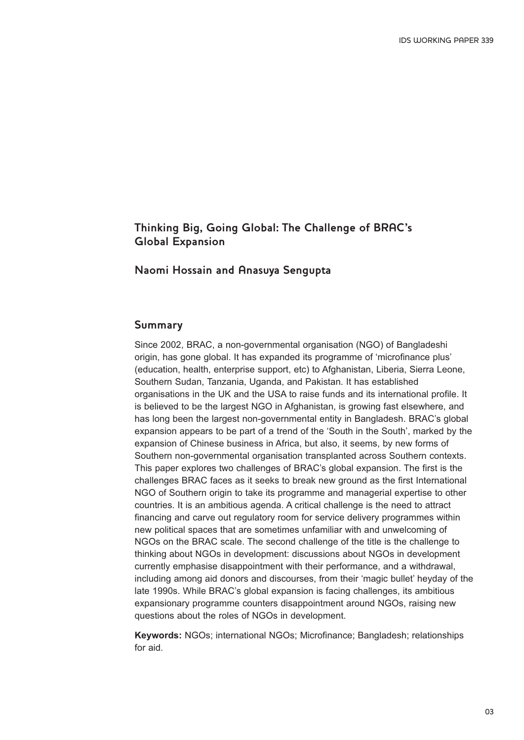# Thinking Big, Going Global: The Challenge of BRAC's Global Expansion

## Naomi Hossain and Anasuya Sengupta

### Summary

Since 2002, BRAC, a non-governmental organisation (NGO) of Bangladeshi origin, has gone global. It has expanded its programme of 'microfinance plus' (education, health, enterprise support, etc) to Afghanistan, Liberia, Sierra Leone, Southern Sudan, Tanzania, Uganda, and Pakistan. It has established organisations in the UK and the USA to raise funds and its international profile. It is believed to be the largest NGO in Afghanistan, is growing fast elsewhere, and has long been the largest non-governmental entity in Bangladesh. BRAC's global expansion appears to be part of a trend of the 'South in the South', marked by the expansion of Chinese business in Africa, but also, it seems, by new forms of Southern non-governmental organisation transplanted across Southern contexts. This paper explores two challenges of BRAC's global expansion. The first is the challenges BRAC faces as it seeks to break new ground as the first International NGO of Southern origin to take its programme and managerial expertise to other countries. It is an ambitious agenda. A critical challenge is the need to attract financing and carve out regulatory room for service delivery programmes within new political spaces that are sometimes unfamiliar with and unwelcoming of NGOs on the BRAC scale. The second challenge of the title is the challenge to thinking about NGOs in development: discussions about NGOs in development currently emphasise disappointment with their performance, and a withdrawal, including among aid donors and discourses, from their 'magic bullet' heyday of the late 1990s. While BRAC's global expansion is facing challenges, its ambitious expansionary programme counters disappointment around NGOs, raising new questions about the roles of NGOs in development.

**Keywords:** NGOs; international NGOs; Microfinance; Bangladesh; relationships for aid.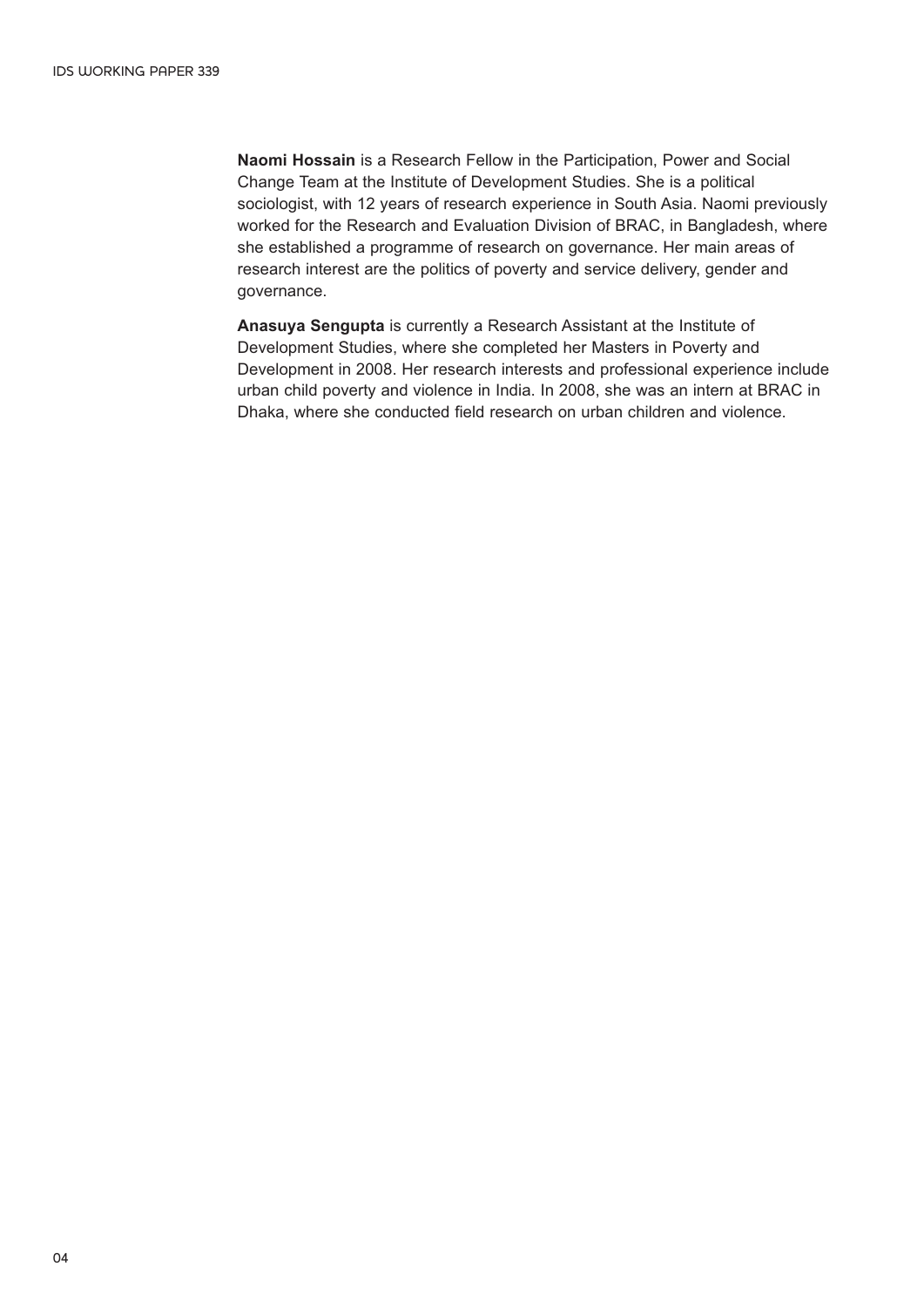**Naomi Hossain** is a Research Fellow in the Participation, Power and Social Change Team at the Institute of Development Studies. She is a political sociologist, with 12 years of research experience in South Asia. Naomi previously worked for the Research and Evaluation Division of BRAC, in Bangladesh, where she established a programme of research on governance. Her main areas of research interest are the politics of poverty and service delivery, gender and governance.

**Anasuya Sengupta** is currently a Research Assistant at the Institute of Development Studies, where she completed her Masters in Poverty and Development in 2008. Her research interests and professional experience include urban child poverty and violence in India. In 2008, she was an intern at BRAC in Dhaka, where she conducted field research on urban children and violence.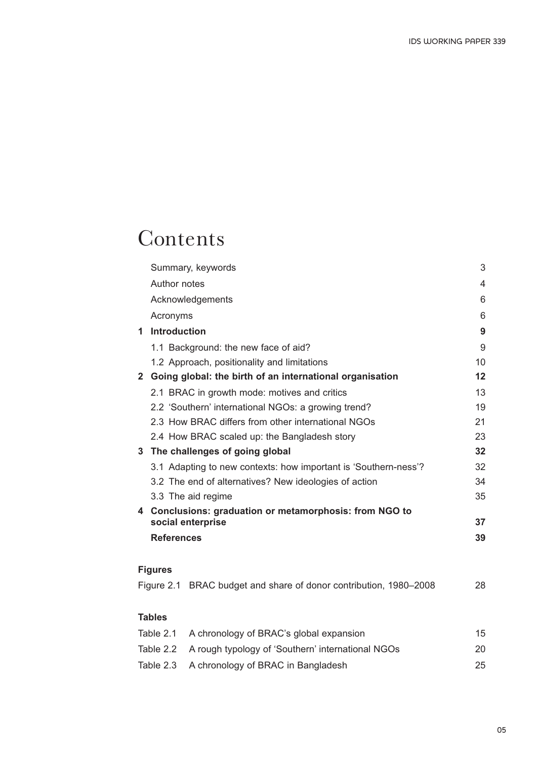# Contents

| | |
|---|---|
| Summary, keywords | 3 |
| Author notes | 4 |
| Acknowledgements | 6 |
| Acronyms | 6 |
| **1 Introduction** | **9** |
| 1.1 Background: the new face of aid? | 9 |
| 1.2 Approach, positionality and limitations | 10 |
| **2 Going global: the birth of an international organisation** | **12** |
| 2.1 BRAC in growth mode: motives and critics | 13 |
| 2.2 'Southern' international NGOs: a growing trend? | 19 |
| 2.3 How BRAC differs from other international NGOs | 21 |
| 2.4 How BRAC scaled up: the Bangladesh story | 23 |
| **3 The challenges of going global** | **32** |
| 3.1 Adapting to new contexts: how important is 'Southern-ness'? | 32 |
| 3.2 The end of alternatives? New ideologies of action | 34 |
| 3.3 The aid regime | 35 |
| **4 Conclusions: graduation or metamorphosis: from NGO to social enterprise** | **37** |
| **References** | **39** |

**Figures**

| | | |
|---|---|---|
| Figure 2.1 | BRAC budget and share of donor contribution, 1980–2008 | 28 |

**Tables**

| | | |
|---|---|---|
| Table 2.1 | A chronology of BRAC's global expansion | 15 |
| Table 2.2 | A rough typology of 'Southern' international NGOs | 20 |
| Table 2.3 | A chronology of BRAC in Bangladesh | 25 |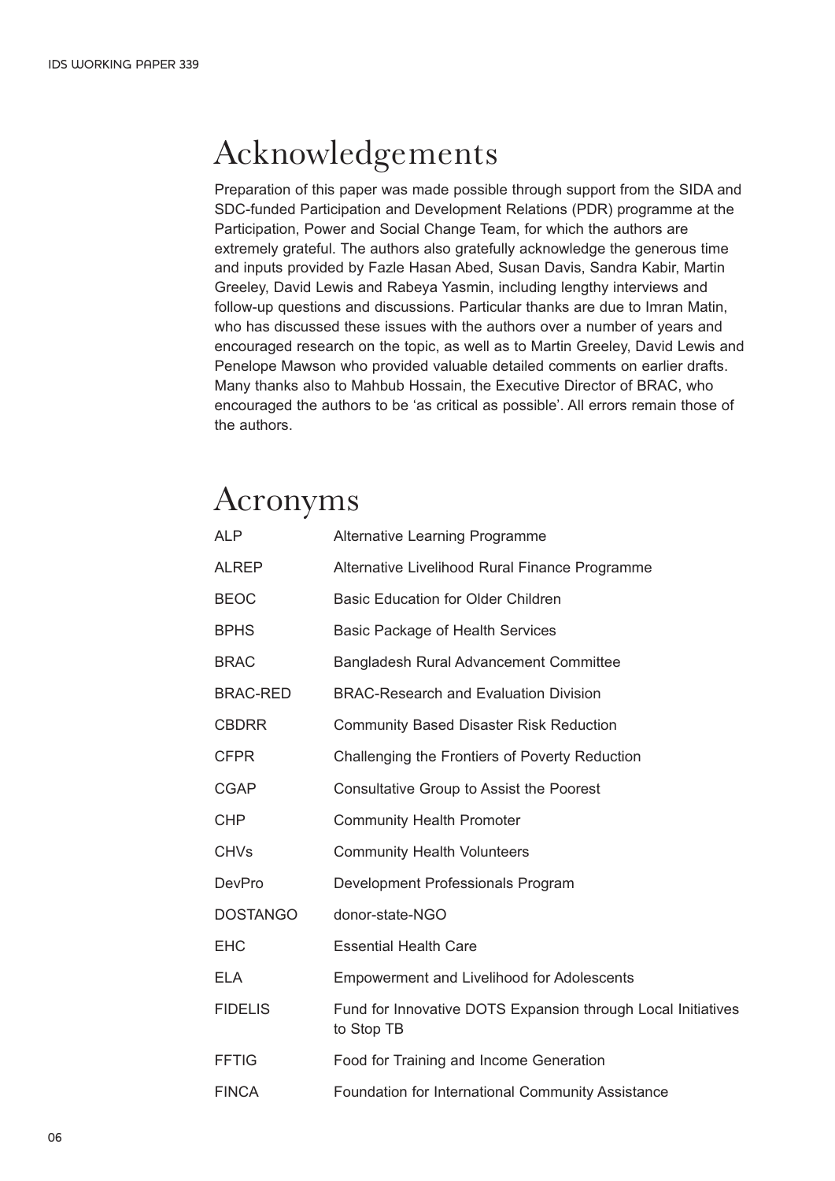# Acknowledgements

Preparation of this paper was made possible through support from the SIDA and SDC-funded Participation and Development Relations (PDR) programme at the Participation, Power and Social Change Team, for which the authors are extremely grateful. The authors also gratefully acknowledge the generous time and inputs provided by Fazle Hasan Abed, Susan Davis, Sandra Kabir, Martin Greeley, David Lewis and Rabeya Yasmin, including lengthy interviews and follow-up questions and discussions. Particular thanks are due to Imran Matin, who has discussed these issues with the authors over a number of years and encouraged research on the topic, as well as to Martin Greeley, David Lewis and Penelope Mawson who provided valuable detailed comments on earlier drafts. Many thanks also to Mahbub Hossain, the Executive Director of BRAC, who encouraged the authors to be 'as critical as possible'. All errors remain those of the authors.

# Acronyms

| | |
|---|---|
| ALP | Alternative Learning Programme |
| ALREP | Alternative Livelihood Rural Finance Programme |
| BEOC | Basic Education for Older Children |
| BPHS | Basic Package of Health Services |
| BRAC | Bangladesh Rural Advancement Committee |
| BRAC-RED | BRAC-Research and Evaluation Division |
| CBDRR | Community Based Disaster Risk Reduction |
| CFPR | Challenging the Frontiers of Poverty Reduction |
| CGAP | Consultative Group to Assist the Poorest |
| CHP | Community Health Promoter |
| CHVs | Community Health Volunteers |
| DevPro | Development Professionals Program |
| DOSTANGO | donor-state-NGO |
| EHC | Essential Health Care |
| ELA | Empowerment and Livelihood for Adolescents |
| FIDELIS | Fund for Innovative DOTS Expansion through Local Initiatives to Stop TB |
| FFTIG | Food for Training and Income Generation |
| FINCA | Foundation for International Community Assistance |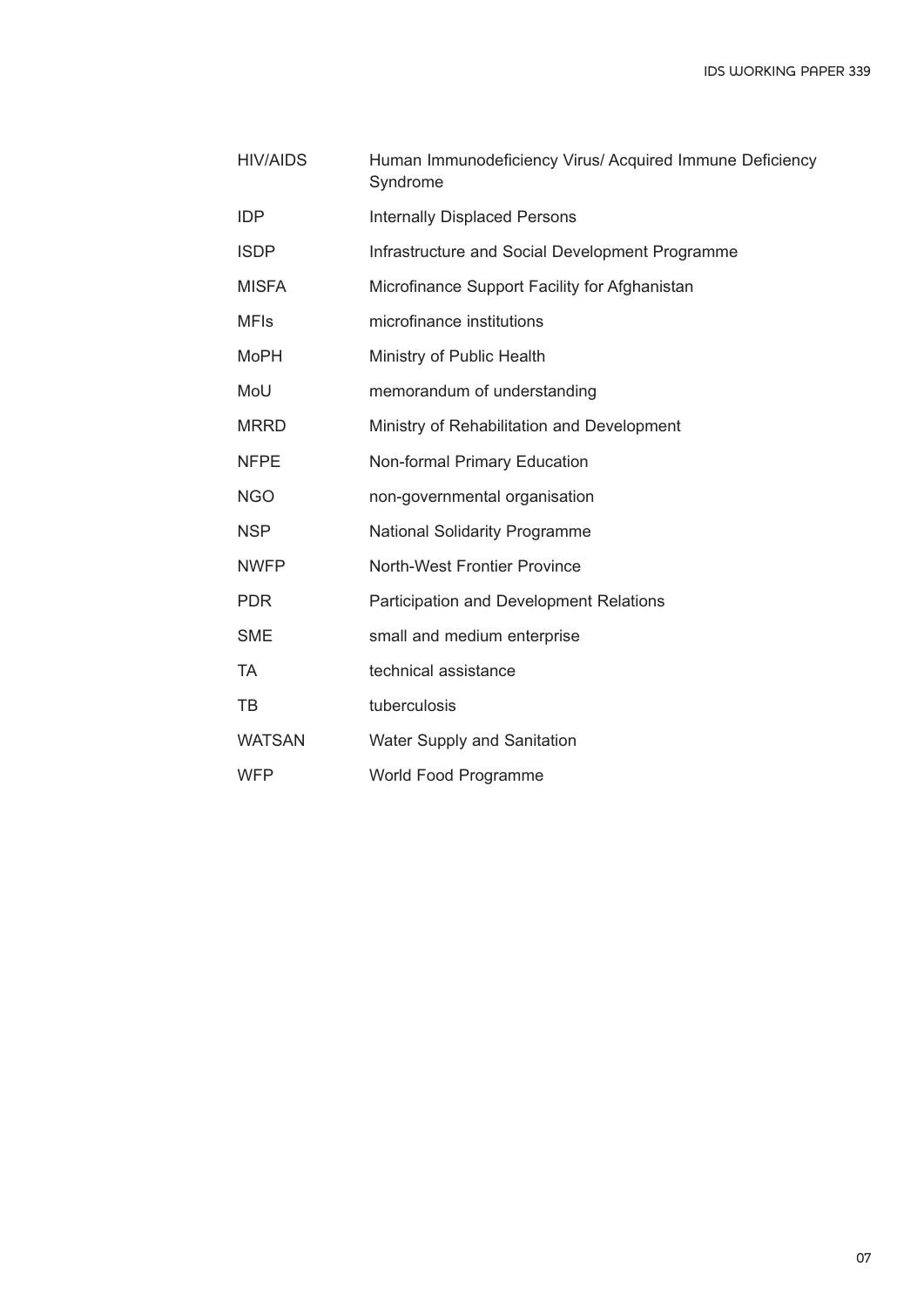| | |
|---|---|
| HIV/AIDS | Human Immunodeficiency Virus/ Acquired Immune Deficiency Syndrome |
| IDP | Internally Displaced Persons |
| ISDP | Infrastructure and Social Development Programme |
| MISFA | Microfinance Support Facility for Afghanistan |
| MFIs | microfinance institutions |
| MoPH | Ministry of Public Health |
| MoU | memorandum of understanding |
| MRRD | Ministry of Rehabilitation and Development |
| NFPE | Non-formal Primary Education |
| NGO | non-governmental organisation |
| NSP | National Solidarity Programme |
| NWFP | North-West Frontier Province |
| PDR | Participation and Development Relations |
| SME | small and medium enterprise |
| TA | technical assistance |
| TB | tuberculosis |
| WATSAN | Water Supply and Sanitation |
| WFP | World Food Programme |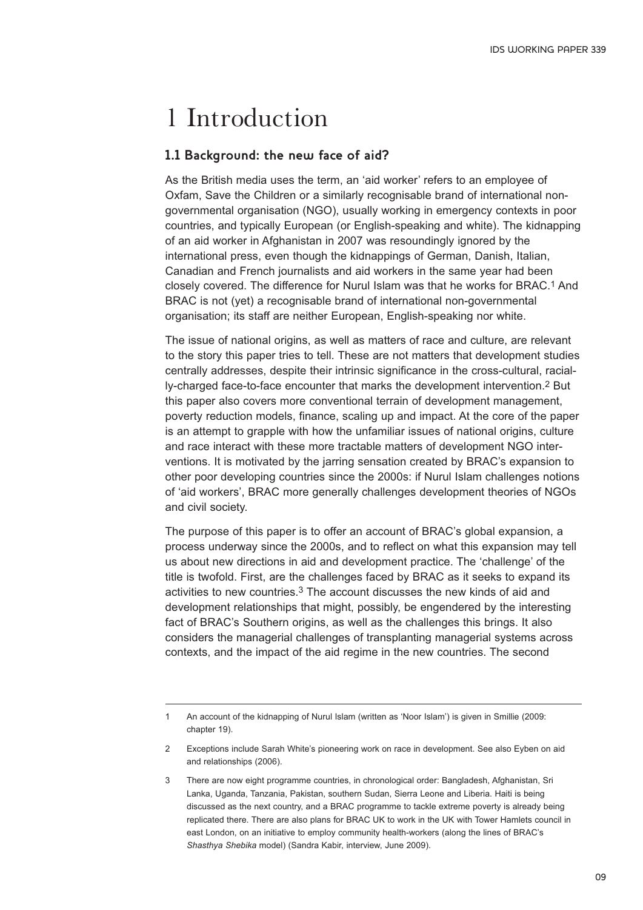# 1 Introduction

## 1.1 Background: the new face of aid?

As the British media uses the term, an 'aid worker' refers to an employee of Oxfam, Save the Children or a similarly recognisable brand of international non-governmental organisation (NGO), usually working in emergency contexts in poor countries, and typically European (or English-speaking and white). The kidnapping of an aid worker in Afghanistan in 2007 was resoundingly ignored by the international press, even though the kidnappings of German, Danish, Italian, Canadian and French journalists and aid workers in the same year had been closely covered. The difference for Nurul Islam was that he works for BRAC.[1] And BRAC is not (yet) a recognisable brand of international non-governmental organisation; its staff are neither European, English-speaking nor white.

The issue of national origins, as well as matters of race and culture, are relevant to the story this paper tries to tell. These are not matters that development studies centrally addresses, despite their intrinsic significance in the cross-cultural, racially-charged face-to-face encounter that marks the development intervention.[2] But this paper also covers more conventional terrain of development management, poverty reduction models, finance, scaling up and impact. At the core of the paper is an attempt to grapple with how the unfamiliar issues of national origins, culture and race interact with these more tractable matters of development NGO interventions. It is motivated by the jarring sensation created by BRAC's expansion to other poor developing countries since the 2000s: if Nurul Islam challenges notions of 'aid workers', BRAC more generally challenges development theories of NGOs and civil society.

The purpose of this paper is to offer an account of BRAC's global expansion, a process underway since the 2000s, and to reflect on what this expansion may tell us about new directions in aid and development practice. The 'challenge' of the title is twofold. First, are the challenges faced by BRAC as it seeks to expand its activities to new countries.[3] The account discusses the new kinds of aid and development relationships that might, possibly, be engendered by the interesting fact of BRAC's Southern origins, as well as the challenges this brings. It also considers the managerial challenges of transplanting managerial systems across contexts, and the impact of the aid regime in the new countries. The second

---

1 An account of the kidnapping of Nurul Islam (written as 'Noor Islam') is given in Smillie (2009: chapter 19).

2 Exceptions include Sarah White's pioneering work on race in development. See also Eyben on aid and relationships (2006).

3 There are now eight programme countries, in chronological order: Bangladesh, Afghanistan, Sri Lanka, Uganda, Tanzania, Pakistan, southern Sudan, Sierra Leone and Liberia. Haiti is being discussed as the next country, and a BRAC programme to tackle extreme poverty is already being replicated there. There are also plans for BRAC UK to work in the UK with Tower Hamlets council in east London, on an initiative to employ community health-workers (along the lines of BRAC's *Shasthya Shebika* model) (Sandra Kabir, interview, June 2009).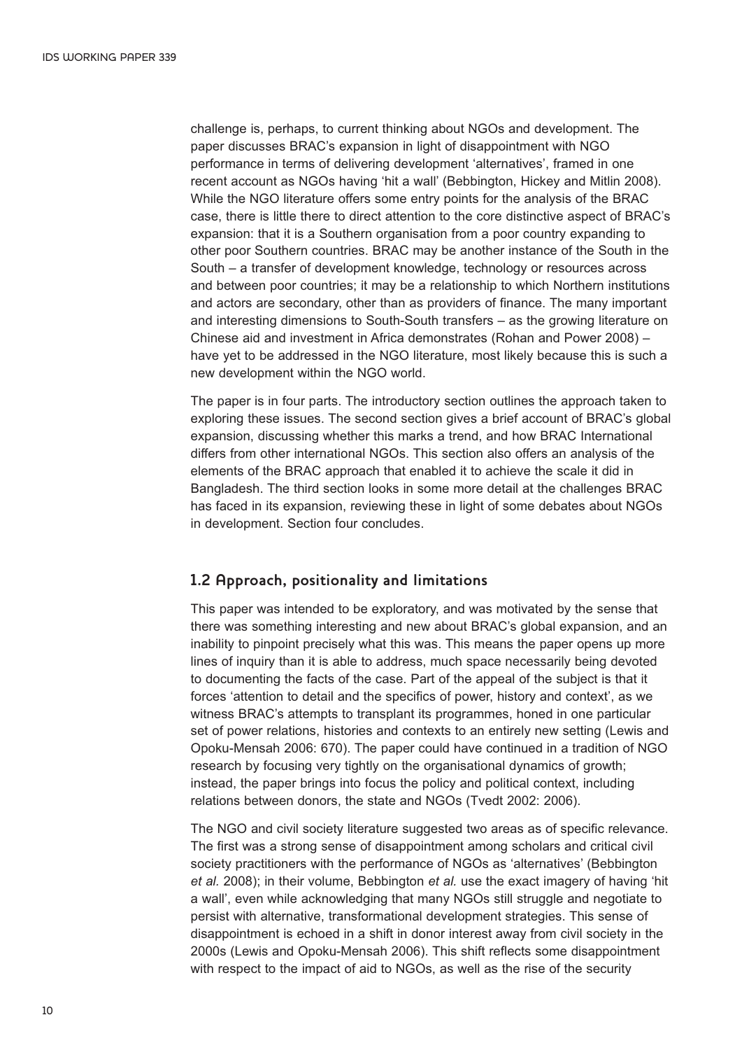challenge is, perhaps, to current thinking about NGOs and development. The paper discusses BRAC's expansion in light of disappointment with NGO performance in terms of delivering development 'alternatives', framed in one recent account as NGOs having 'hit a wall' (Bebbington, Hickey and Mitlin 2008). While the NGO literature offers some entry points for the analysis of the BRAC case, there is little there to direct attention to the core distinctive aspect of BRAC's expansion: that it is a Southern organisation from a poor country expanding to other poor Southern countries. BRAC may be another instance of the South in the South – a transfer of development knowledge, technology or resources across and between poor countries; it may be a relationship to which Northern institutions and actors are secondary, other than as providers of finance. The many important and interesting dimensions to South-South transfers – as the growing literature on Chinese aid and investment in Africa demonstrates (Rohan and Power 2008) – have yet to be addressed in the NGO literature, most likely because this is such a new development within the NGO world.

The paper is in four parts. The introductory section outlines the approach taken to exploring these issues. The second section gives a brief account of BRAC's global expansion, discussing whether this marks a trend, and how BRAC International differs from other international NGOs. This section also offers an analysis of the elements of the BRAC approach that enabled it to achieve the scale it did in Bangladesh. The third section looks in some more detail at the challenges BRAC has faced in its expansion, reviewing these in light of some debates about NGOs in development. Section four concludes.

## 1.2 Approach, positionality and limitations

This paper was intended to be exploratory, and was motivated by the sense that there was something interesting and new about BRAC's global expansion, and an inability to pinpoint precisely what this was. This means the paper opens up more lines of inquiry than it is able to address, much space necessarily being devoted to documenting the facts of the case. Part of the appeal of the subject is that it forces 'attention to detail and the specifics of power, history and context', as we witness BRAC's attempts to transplant its programmes, honed in one particular set of power relations, histories and contexts to an entirely new setting (Lewis and Opoku-Mensah 2006: 670). The paper could have continued in a tradition of NGO research by focusing very tightly on the organisational dynamics of growth; instead, the paper brings into focus the policy and political context, including relations between donors, the state and NGOs (Tvedt 2002: 2006).

The NGO and civil society literature suggested two areas as of specific relevance. The first was a strong sense of disappointment among scholars and critical civil society practitioners with the performance of NGOs as 'alternatives' (Bebbington *et al.* 2008); in their volume, Bebbington *et al.* use the exact imagery of having 'hit a wall', even while acknowledging that many NGOs still struggle and negotiate to persist with alternative, transformational development strategies. This sense of disappointment is echoed in a shift in donor interest away from civil society in the 2000s (Lewis and Opoku-Mensah 2006). This shift reflects some disappointment with respect to the impact of aid to NGOs, as well as the rise of the security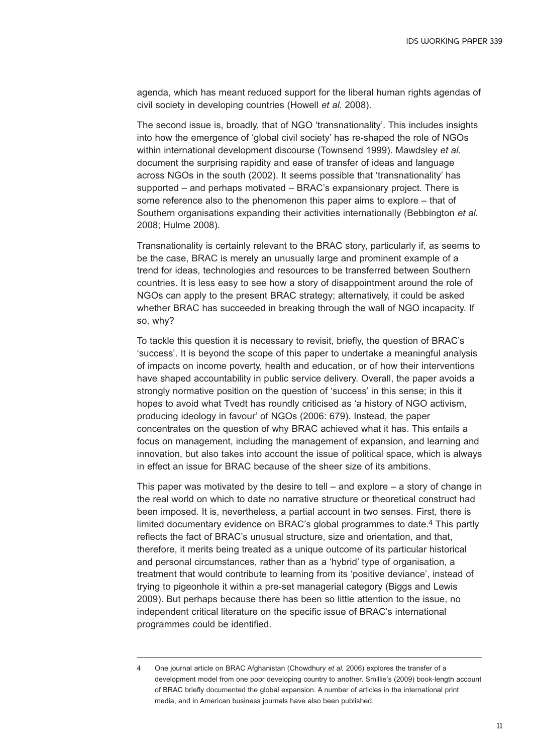agenda, which has meant reduced support for the liberal human rights agendas of civil society in developing countries (Howell *et al.* 2008).

The second issue is, broadly, that of NGO 'transnationality'. This includes insights into how the emergence of 'global civil society' has re-shaped the role of NGOs within international development discourse (Townsend 1999). Mawdsley *et al.* document the surprising rapidity and ease of transfer of ideas and language across NGOs in the south (2002). It seems possible that 'transnationality' has supported – and perhaps motivated – BRAC's expansionary project. There is some reference also to the phenomenon this paper aims to explore – that of Southern organisations expanding their activities internationally (Bebbington *et al.* 2008; Hulme 2008).

Transnationality is certainly relevant to the BRAC story, particularly if, as seems to be the case, BRAC is merely an unusually large and prominent example of a trend for ideas, technologies and resources to be transferred between Southern countries. It is less easy to see how a story of disappointment around the role of NGOs can apply to the present BRAC strategy; alternatively, it could be asked whether BRAC has succeeded in breaking through the wall of NGO incapacity. If so, why?

To tackle this question it is necessary to revisit, briefly, the question of BRAC's 'success'. It is beyond the scope of this paper to undertake a meaningful analysis of impacts on income poverty, health and education, or of how their interventions have shaped accountability in public service delivery. Overall, the paper avoids a strongly normative position on the question of 'success' in this sense; in this it hopes to avoid what Tvedt has roundly criticised as 'a history of NGO activism, producing ideology in favour' of NGOs (2006: 679). Instead, the paper concentrates on the question of why BRAC achieved what it has. This entails a focus on management, including the management of expansion, and learning and innovation, but also takes into account the issue of political space, which is always in effect an issue for BRAC because of the sheer size of its ambitions.

This paper was motivated by the desire to tell – and explore – a story of change in the real world on which to date no narrative structure or theoretical construct had been imposed. It is, nevertheless, a partial account in two senses. First, there is limited documentary evidence on BRAC's global programmes to date.[4] This partly reflects the fact of BRAC's unusual structure, size and orientation, and that, therefore, it merits being treated as a unique outcome of its particular historical and personal circumstances, rather than as a 'hybrid' type of organisation, a treatment that would contribute to learning from its 'positive deviance', instead of trying to pigeonhole it within a pre-set managerial category (Biggs and Lewis 2009). But perhaps because there has been so little attention to the issue, no independent critical literature on the specific issue of BRAC's international programmes could be identified.

---

4 One journal article on BRAC Afghanistan (Chowdhury *et al.* 2006) explores the transfer of a development model from one poor developing country to another. Smillie's (2009) book-length account of BRAC briefly documented the global expansion. A number of articles in the international print media, and in American business journals have also been published.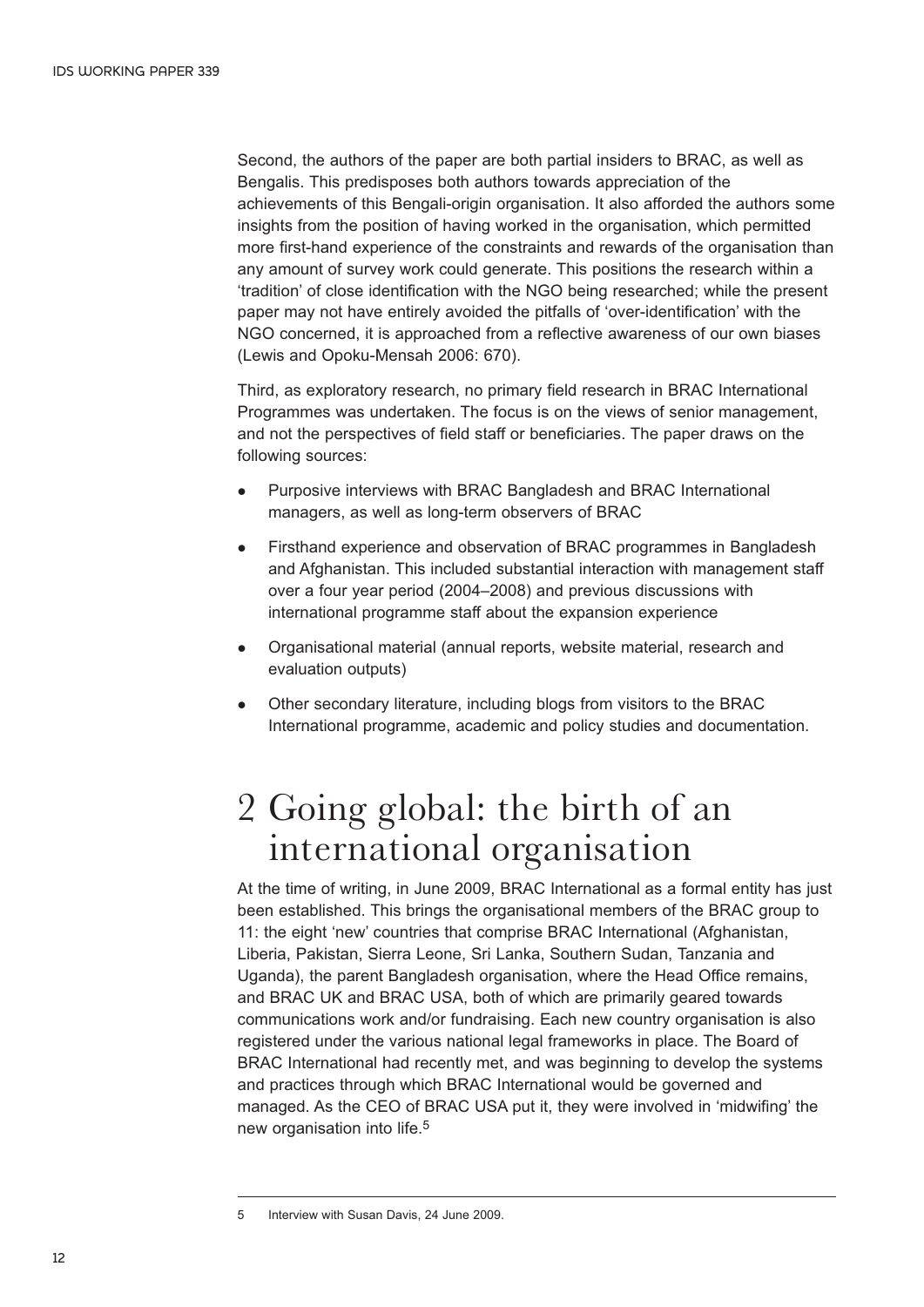Second, the authors of the paper are both partial insiders to BRAC, as well as Bengalis. This predisposes both authors towards appreciation of the achievements of this Bengali-origin organisation. It also afforded the authors some insights from the position of having worked in the organisation, which permitted more first-hand experience of the constraints and rewards of the organisation than any amount of survey work could generate. This positions the research within a 'tradition' of close identification with the NGO being researched; while the present paper may not have entirely avoided the pitfalls of 'over-identification' with the NGO concerned, it is approached from a reflective awareness of our own biases (Lewis and Opoku-Mensah 2006: 670).

Third, as exploratory research, no primary field research in BRAC International Programmes was undertaken. The focus is on the views of senior management, and not the perspectives of field staff or beneficiaries. The paper draws on the following sources:

- Purposive interviews with BRAC Bangladesh and BRAC International managers, as well as long-term observers of BRAC
- Firsthand experience and observation of BRAC programmes in Bangladesh and Afghanistan. This included substantial interaction with management staff over a four year period (2004–2008) and previous discussions with international programme staff about the expansion experience
- Organisational material (annual reports, website material, research and evaluation outputs)
- Other secondary literature, including blogs from visitors to the BRAC International programme, academic and policy studies and documentation.

# 2 Going global: the birth of an international organisation

At the time of writing, in June 2009, BRAC International as a formal entity has just been established. This brings the organisational members of the BRAC group to 11: the eight 'new' countries that comprise BRAC International (Afghanistan, Liberia, Pakistan, Sierra Leone, Sri Lanka, Southern Sudan, Tanzania and Uganda), the parent Bangladesh organisation, where the Head Office remains, and BRAC UK and BRAC USA, both of which are primarily geared towards communications work and/or fundraising. Each new country organisation is also registered under the various national legal frameworks in place. The Board of BRAC International had recently met, and was beginning to develop the systems and practices through which BRAC International would be governed and managed. As the CEO of BRAC USA put it, they were involved in 'midwifing' the new organisation into life.[5]

---

5 Interview with Susan Davis, 24 June 2009.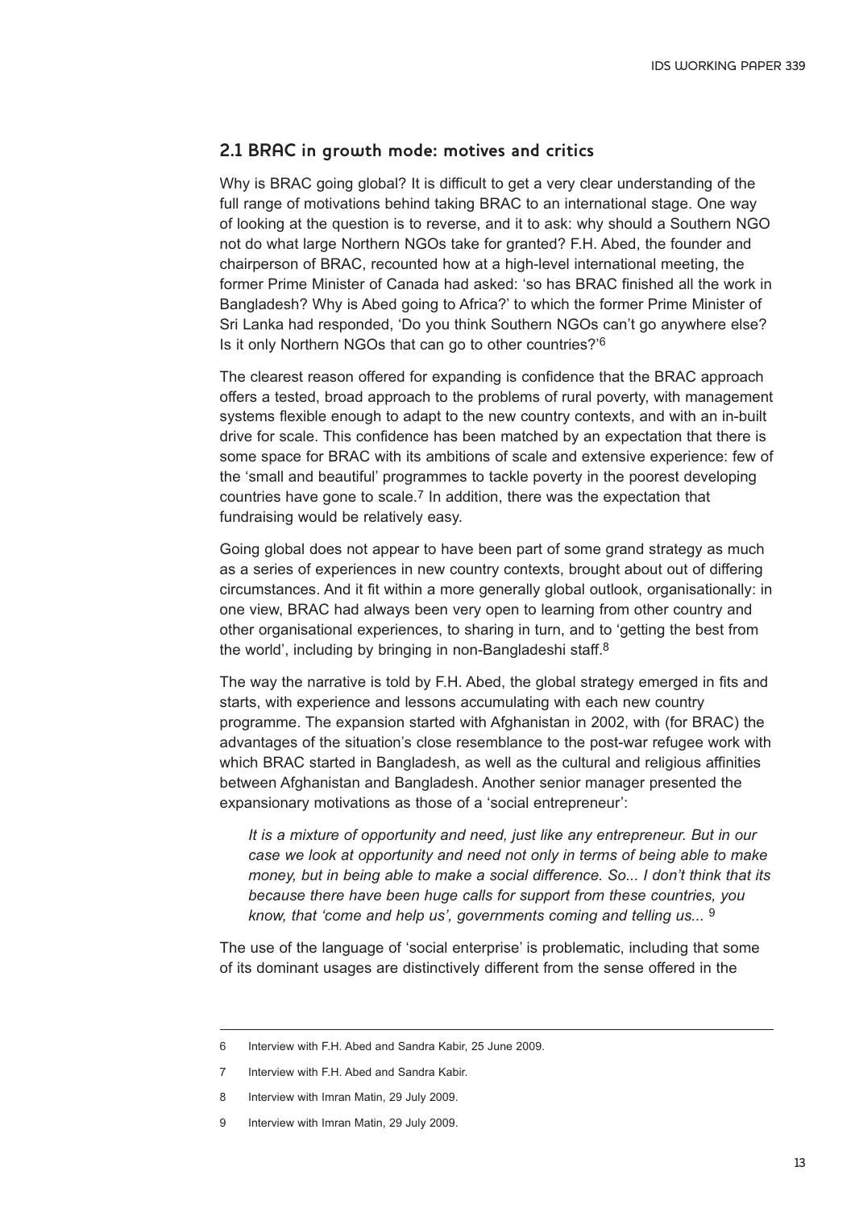## 2.1 BRAC in growth mode: motives and critics

Why is BRAC going global? It is difficult to get a very clear understanding of the full range of motivations behind taking BRAC to an international stage. One way of looking at the question is to reverse, and it to ask: why should a Southern NGO not do what large Northern NGOs take for granted? F.H. Abed, the founder and chairperson of BRAC, recounted how at a high-level international meeting, the former Prime Minister of Canada had asked: 'so has BRAC finished all the work in Bangladesh? Why is Abed going to Africa?' to which the former Prime Minister of Sri Lanka had responded, 'Do you think Southern NGOs can't go anywhere else? Is it only Northern NGOs that can go to other countries?'[6]

The clearest reason offered for expanding is confidence that the BRAC approach offers a tested, broad approach to the problems of rural poverty, with management systems flexible enough to adapt to the new country contexts, and with an in-built drive for scale. This confidence has been matched by an expectation that there is some space for BRAC with its ambitions of scale and extensive experience: few of the 'small and beautiful' programmes to tackle poverty in the poorest developing countries have gone to scale.[7] In addition, there was the expectation that fundraising would be relatively easy.

Going global does not appear to have been part of some grand strategy as much as a series of experiences in new country contexts, brought about out of differing circumstances. And it fit within a more generally global outlook, organisationally: in one view, BRAC had always been very open to learning from other country and other organisational experiences, to sharing in turn, and to 'getting the best from the world', including by bringing in non-Bangladeshi staff.[8]

The way the narrative is told by F.H. Abed, the global strategy emerged in fits and starts, with experience and lessons accumulating with each new country programme. The expansion started with Afghanistan in 2002, with (for BRAC) the advantages of the situation's close resemblance to the post-war refugee work with which BRAC started in Bangladesh, as well as the cultural and religious affinities between Afghanistan and Bangladesh. Another senior manager presented the expansionary motivations as those of a 'social entrepreneur':

> *It is a mixture of opportunity and need, just like any entrepreneur. But in our case we look at opportunity and need not only in terms of being able to make money, but in being able to make a social difference. So... I don't think that its because there have been huge calls for support from these countries, you know, that 'come and help us', governments coming and telling us...* [9]

The use of the language of 'social enterprise' is problematic, including that some of its dominant usages are distinctively different from the sense offered in the

---

6 Interview with F.H. Abed and Sandra Kabir, 25 June 2009.

7 Interview with F.H. Abed and Sandra Kabir.

8 Interview with Imran Matin, 29 July 2009.

9 Interview with Imran Matin, 29 July 2009.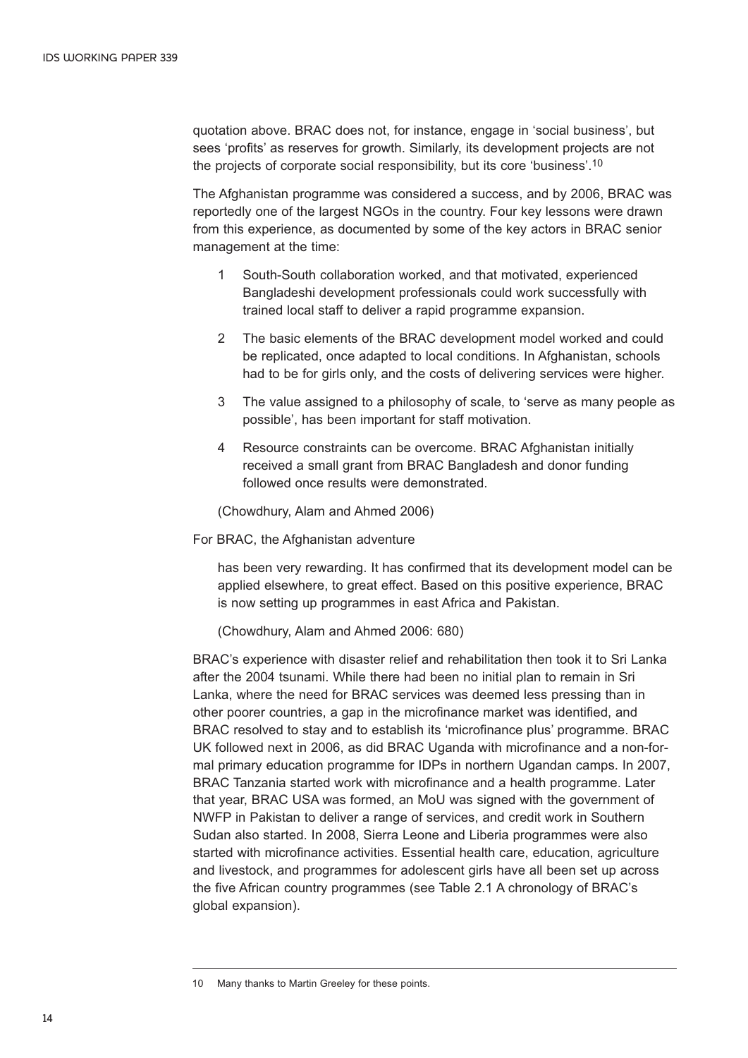quotation above. BRAC does not, for instance, engage in 'social business', but sees 'profits' as reserves for growth. Similarly, its development projects are not the projects of corporate social responsibility, but its core 'business'.[10]

The Afghanistan programme was considered a success, and by 2006, BRAC was reportedly one of the largest NGOs in the country. Four key lessons were drawn from this experience, as documented by some of the key actors in BRAC senior management at the time:

1. South-South collaboration worked, and that motivated, experienced Bangladeshi development professionals could work successfully with trained local staff to deliver a rapid programme expansion.
2. The basic elements of the BRAC development model worked and could be replicated, once adapted to local conditions. In Afghanistan, schools had to be for girls only, and the costs of delivering services were higher.
3. The value assigned to a philosophy of scale, to 'serve as many people as possible', has been important for staff motivation.
4. Resource constraints can be overcome. BRAC Afghanistan initially received a small grant from BRAC Bangladesh and donor funding followed once results were demonstrated.

(Chowdhury, Alam and Ahmed 2006)

For BRAC, the Afghanistan adventure

> has been very rewarding. It has confirmed that its development model can be applied elsewhere, to great effect. Based on this positive experience, BRAC is now setting up programmes in east Africa and Pakistan.
>
> (Chowdhury, Alam and Ahmed 2006: 680)

BRAC's experience with disaster relief and rehabilitation then took it to Sri Lanka after the 2004 tsunami. While there had been no initial plan to remain in Sri Lanka, where the need for BRAC services was deemed less pressing than in other poorer countries, a gap in the microfinance market was identified, and BRAC resolved to stay and to establish its 'microfinance plus' programme. BRAC UK followed next in 2006, as did BRAC Uganda with microfinance and a non-formal primary education programme for IDPs in northern Ugandan camps. In 2007, BRAC Tanzania started work with microfinance and a health programme. Later that year, BRAC USA was formed, an MoU was signed with the government of NWFP in Pakistan to deliver a range of services, and credit work in Southern Sudan also started. In 2008, Sierra Leone and Liberia programmes were also started with microfinance activities. Essential health care, education, agriculture and livestock, and programmes for adolescent girls have all been set up across the five African country programmes (see Table 2.1 A chronology of BRAC's global expansion).

---

10 Many thanks to Martin Greeley for these points.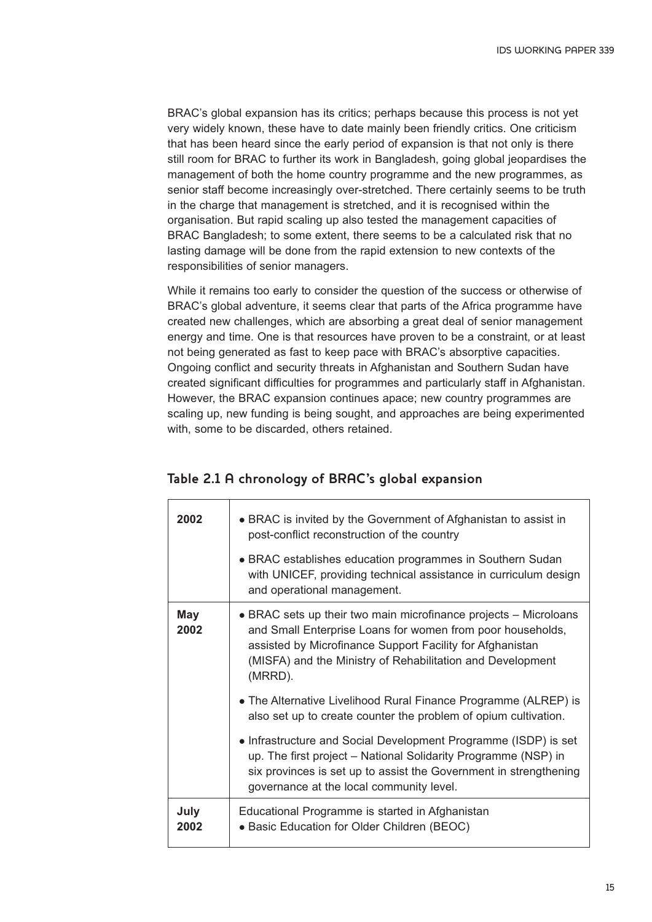BRAC's global expansion has its critics; perhaps because this process is not yet very widely known, these have to date mainly been friendly critics. One criticism that has been heard since the early period of expansion is that not only is there still room for BRAC to further its work in Bangladesh, going global jeopardises the management of both the home country programme and the new programmes, as senior staff become increasingly over-stretched. There certainly seems to be truth in the charge that management is stretched, and it is recognised within the organisation. But rapid scaling up also tested the management capacities of BRAC Bangladesh; to some extent, there seems to be a calculated risk that no lasting damage will be done from the rapid extension to new contexts of the responsibilities of senior managers.

While it remains too early to consider the question of the success or otherwise of BRAC's global adventure, it seems clear that parts of the Africa programme have created new challenges, which are absorbing a great deal of senior management energy and time. One is that resources have proven to be a constraint, or at least not being generated as fast to keep pace with BRAC's absorptive capacities. Ongoing conflict and security threats in Afghanistan and Southern Sudan have created significant difficulties for programmes and particularly staff in Afghanistan. However, the BRAC expansion continues apace; new country programmes are scaling up, new funding is being sought, and approaches are being experimented with, some to be discarded, others retained.

### Table 2.1 A chronology of BRAC's global expansion

| | |
|---|---|
| **2002** | • BRAC is invited by the Government of Afghanistan to assist in post-conflict reconstruction of the country<br>• BRAC establishes education programmes in Southern Sudan with UNICEF, providing technical assistance in curriculum design and operational management. |
| **May 2002** | • BRAC sets up their two main microfinance projects – Microloans and Small Enterprise Loans for women from poor households, assisted by Microfinance Support Facility for Afghanistan (MISFA) and the Ministry of Rehabilitation and Development (MRRD).<br>• The Alternative Livelihood Rural Finance Programme (ALREP) is also set up to create counter the problem of opium cultivation.<br>• Infrastructure and Social Development Programme (ISDP) is set up. The first project – National Solidarity Programme (NSP) in six provinces is set up to assist the Government in strengthening governance at the local community level. |
| **July 2002** | Educational Programme is started in Afghanistan<br>• Basic Education for Older Children (BEOC) |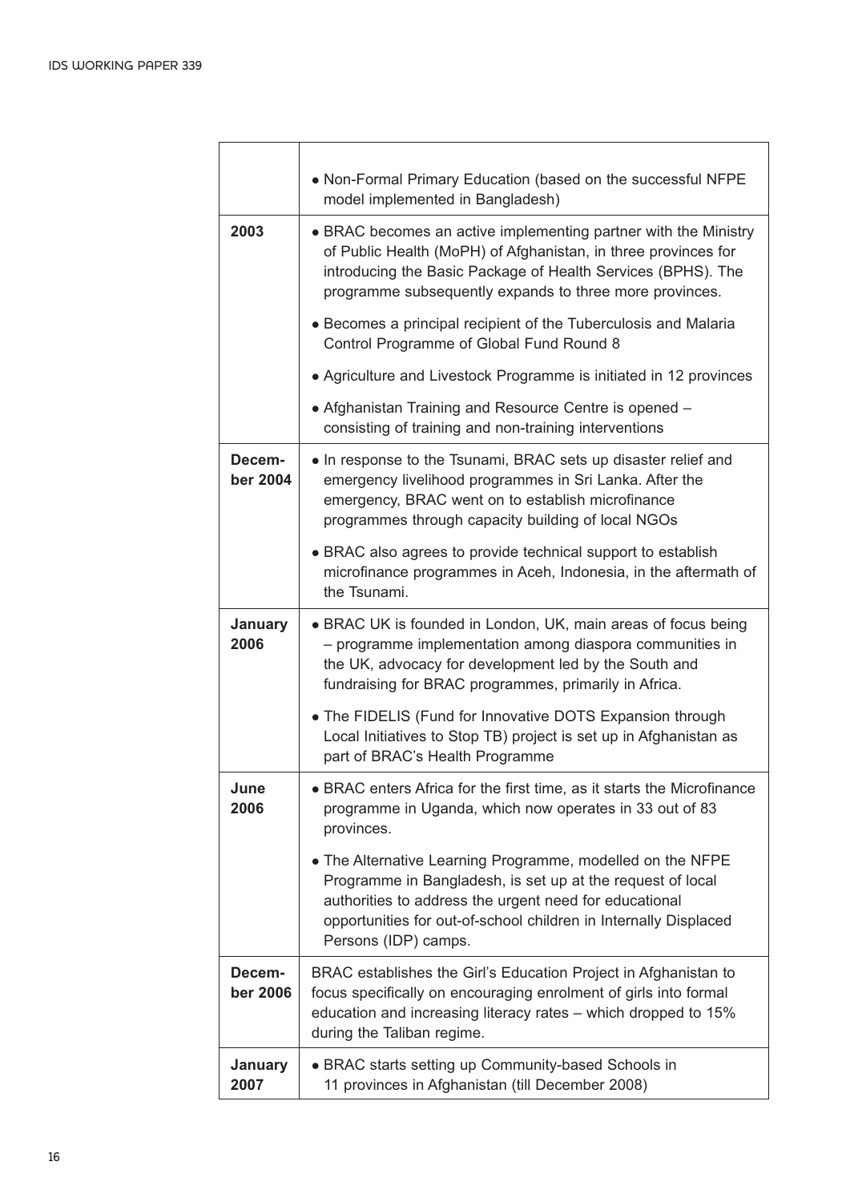| | |
|---|---|
| | • Non-Formal Primary Education (based on the successful NFPE model implemented in Bangladesh) |
| **2003** | • BRAC becomes an active implementing partner with the Ministry of Public Health (MoPH) of Afghanistan, in three provinces for introducing the Basic Package of Health Services (BPHS). The programme subsequently expands to three more provinces.<br>• Becomes a principal recipient of the Tuberculosis and Malaria Control Programme of Global Fund Round 8<br>• Agriculture and Livestock Programme is initiated in 12 provinces<br>• Afghanistan Training and Resource Centre is opened – consisting of training and non-training interventions |
| **December 2004** | • In response to the Tsunami, BRAC sets up disaster relief and emergency livelihood programmes in Sri Lanka. After the emergency, BRAC went on to establish microfinance programmes through capacity building of local NGOs<br>• BRAC also agrees to provide technical support to establish microfinance programmes in Aceh, Indonesia, in the aftermath of the Tsunami. |
| **January 2006** | • BRAC UK is founded in London, UK, main areas of focus being – programme implementation among diaspora communities in the UK, advocacy for development led by the South and fundraising for BRAC programmes, primarily in Africa.<br>• The FIDELIS (Fund for Innovative DOTS Expansion through Local Initiatives to Stop TB) project is set up in Afghanistan as part of BRAC's Health Programme |
| **June 2006** | • BRAC enters Africa for the first time, as it starts the Microfinance programme in Uganda, which now operates in 33 out of 83 provinces.<br>• The Alternative Learning Programme, modelled on the NFPE Programme in Bangladesh, is set up at the request of local authorities to address the urgent need for educational opportunities for out-of-school children in Internally Displaced Persons (IDP) camps. |
| **December 2006** | BRAC establishes the Girl's Education Project in Afghanistan to focus specifically on encouraging enrolment of girls into formal education and increasing literacy rates – which dropped to 15% during the Taliban regime. |
| **January 2007** | • BRAC starts setting up Community-based Schools in 11 provinces in Afghanistan (till December 2008) |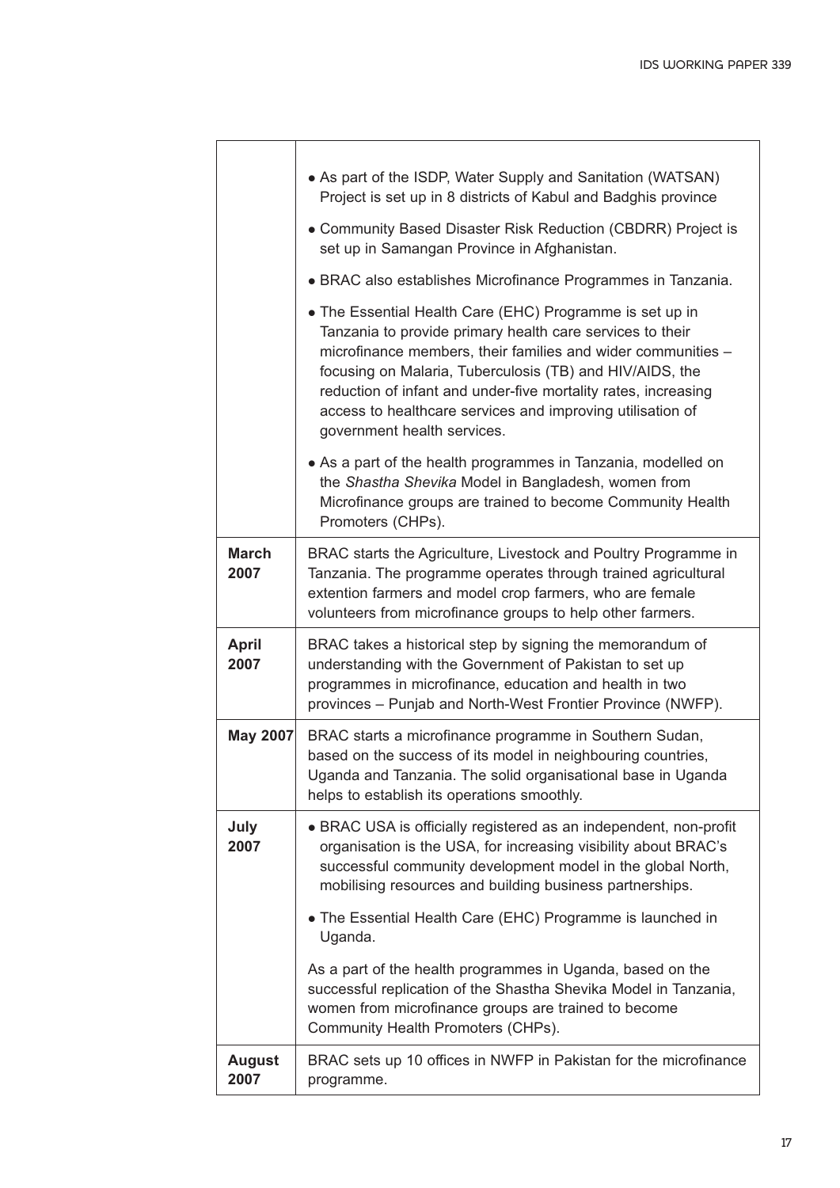| | |
|---|---|
| | • As part of the ISDP, Water Supply and Sanitation (WATSAN) Project is set up in 8 districts of Kabul and Badghis province<br>• Community Based Disaster Risk Reduction (CBDRR) Project is set up in Samangan Province in Afghanistan.<br>• BRAC also establishes Microfinance Programmes in Tanzania.<br>• The Essential Health Care (EHC) Programme is set up in Tanzania to provide primary health care services to their microfinance members, their families and wider communities – focusing on Malaria, Tuberculosis (TB) and HIV/AIDS, the reduction of infant and under-five mortality rates, increasing access to healthcare services and improving utilisation of government health services.<br>• As a part of the health programmes in Tanzania, modelled on the *Shastha Shevika* Model in Bangladesh, women from Microfinance groups are trained to become Community Health Promoters (CHPs). |
| **March 2007** | BRAC starts the Agriculture, Livestock and Poultry Programme in Tanzania. The programme operates through trained agricultural extention farmers and model crop farmers, who are female volunteers from microfinance groups to help other farmers. |
| **April 2007** | BRAC takes a historical step by signing the memorandum of understanding with the Government of Pakistan to set up programmes in microfinance, education and health in two provinces – Punjab and North-West Frontier Province (NWFP). |
| **May 2007** | BRAC starts a microfinance programme in Southern Sudan, based on the success of its model in neighbouring countries, Uganda and Tanzania. The solid organisational base in Uganda helps to establish its operations smoothly. |
| **July 2007** | • BRAC USA is officially registered as an independent, non-profit organisation is the USA, for increasing visibility about BRAC's successful community development model in the global North, mobilising resources and building business partnerships.<br>• The Essential Health Care (EHC) Programme is launched in Uganda.<br>As a part of the health programmes in Uganda, based on the successful replication of the Shastha Shevika Model in Tanzania, women from microfinance groups are trained to become Community Health Promoters (CHPs). |
| **August 2007** | BRAC sets up 10 offices in NWFP in Pakistan for the microfinance programme. |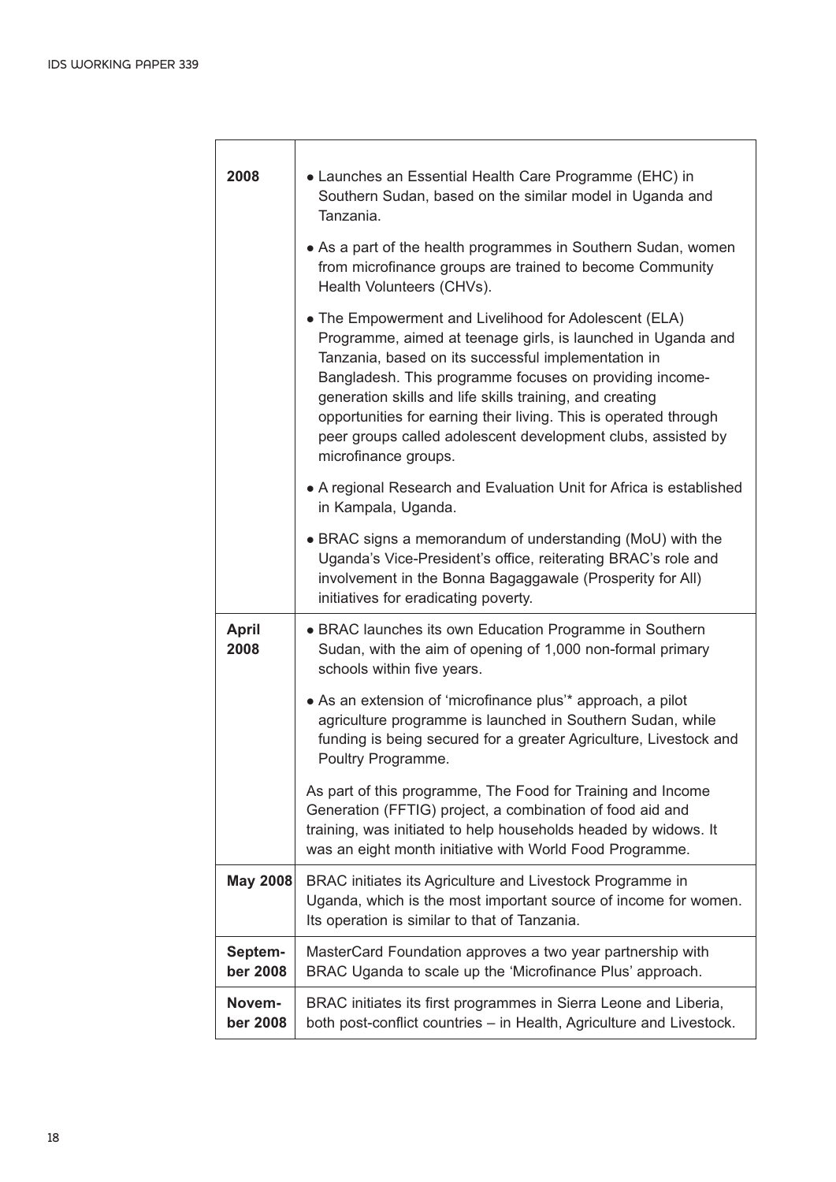| | |
|---|---|
| **2008** | • Launches an Essential Health Care Programme (EHC) in Southern Sudan, based on the similar model in Uganda and Tanzania.<br><br>• As a part of the health programmes in Southern Sudan, women from microfinance groups are trained to become Community Health Volunteers (CHVs).<br><br>• The Empowerment and Livelihood for Adolescent (ELA) Programme, aimed at teenage girls, is launched in Uganda and Tanzania, based on its successful implementation in Bangladesh. This programme focuses on providing income-generation skills and life skills training, and creating opportunities for earning their living. This is operated through peer groups called adolescent development clubs, assisted by microfinance groups.<br><br>• A regional Research and Evaluation Unit for Africa is established in Kampala, Uganda.<br><br>• BRAC signs a memorandum of understanding (MoU) with the Uganda's Vice-President's office, reiterating BRAC's role and involvement in the Bonna Bagaggawale (Prosperity for All) initiatives for eradicating poverty. |
| **April 2008** | • BRAC launches its own Education Programme in Southern Sudan, with the aim of opening of 1,000 non-formal primary schools within five years.<br><br>• As an extension of 'microfinance plus'* approach, a pilot agriculture programme is launched in Southern Sudan, while funding is being secured for a greater Agriculture, Livestock and Poultry Programme.<br><br>As part of this programme, The Food for Training and Income Generation (FFTIG) project, a combination of food aid and training, was initiated to help households headed by widows. It was an eight month initiative with World Food Programme. |
| **May 2008** | BRAC initiates its Agriculture and Livestock Programme in Uganda, which is the most important source of income for women. Its operation is similar to that of Tanzania. |
| **September 2008** | MasterCard Foundation approves a two year partnership with BRAC Uganda to scale up the 'Microfinance Plus' approach. |
| **November 2008** | BRAC initiates its first programmes in Sierra Leone and Liberia, both post-conflict countries – in Health, Agriculture and Livestock. |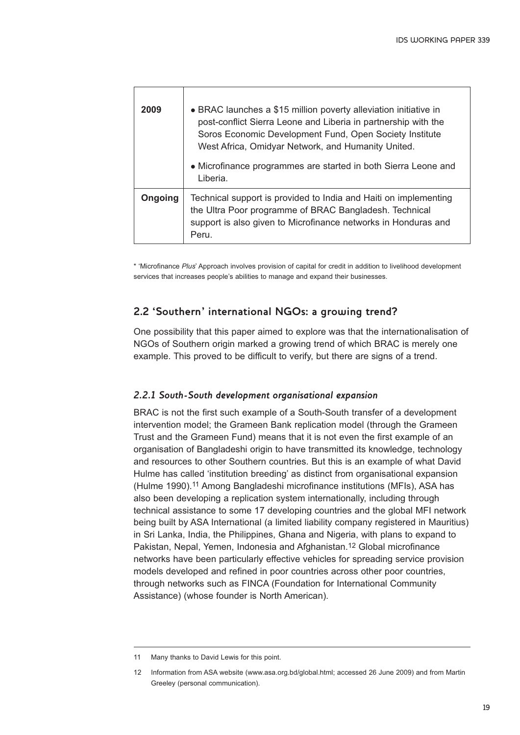| | |
|---|---|
| **2009** | • BRAC launches a $15 million poverty alleviation initiative in post-conflict Sierra Leone and Liberia in partnership with the Soros Economic Development Fund, Open Society Institute West Africa, Omidyar Network, and Humanity United.<br>• Microfinance programmes are started in both Sierra Leone and Liberia. |
| **Ongoing** | Technical support is provided to India and Haiti on implementing the Ultra Poor programme of BRAC Bangladesh. Technical support is also given to Microfinance networks in Honduras and Peru. |

* 'Microfinance *Plus*' Approach involves provision of capital for credit in addition to livelihood development services that increases people's abilities to manage and expand their businesses.

## 2.2 'Southern' international NGOs: a growing trend?

One possibility that this paper aimed to explore was that the internationalisation of NGOs of Southern origin marked a growing trend of which BRAC is merely one example. This proved to be difficult to verify, but there are signs of a trend.

### *2.2.1 South-South development organisational expansion*

BRAC is not the first such example of a South-South transfer of a development intervention model; the Grameen Bank replication model (through the Grameen Trust and the Grameen Fund) means that it is not even the first example of an organisation of Bangladeshi origin to have transmitted its knowledge, technology and resources to other Southern countries. But this is an example of what David Hulme has called 'institution breeding' as distinct from organisational expansion (Hulme 1990).[11] Among Bangladeshi microfinance institutions (MFIs), ASA has also been developing a replication system internationally, including through technical assistance to some 17 developing countries and the global MFI network being built by ASA International (a limited liability company registered in Mauritius) in Sri Lanka, India, the Philippines, Ghana and Nigeria, with plans to expand to Pakistan, Nepal, Yemen, Indonesia and Afghanistan.[12] Global microfinance networks have been particularly effective vehicles for spreading service provision models developed and refined in poor countries across other poor countries, through networks such as FINCA (Foundation for International Community Assistance) (whose founder is North American).

---

11 Many thanks to David Lewis for this point.

12 Information from ASA website (www.asa.org.bd/global.html; accessed 26 June 2009) and from Martin Greeley (personal communication).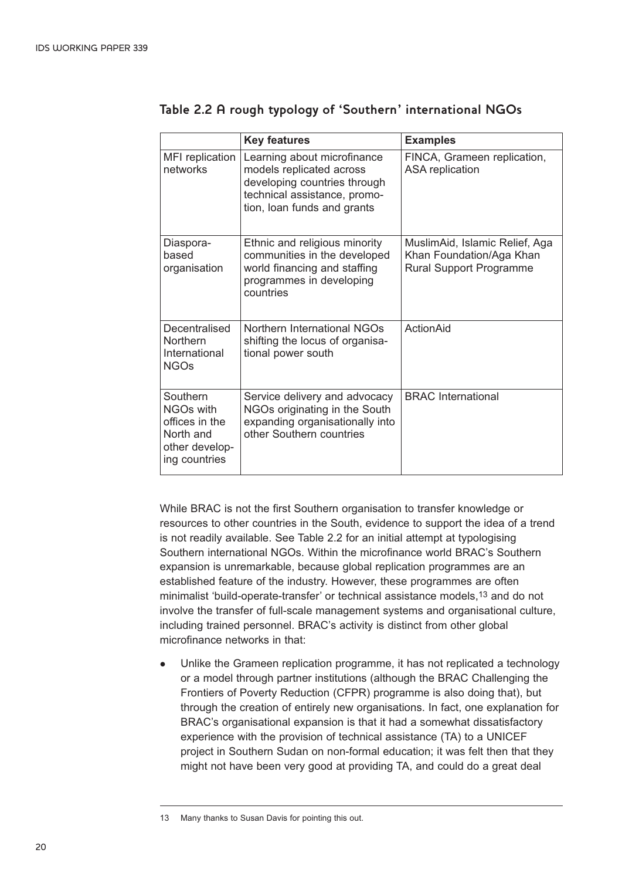**Table 2.2 A rough typology of 'Southern' international NGOs**

| | Key features | Examples |
|---|---|---|
| MFI replication networks | Learning about microfinance models replicated across developing countries through technical assistance, promotion, loan funds and grants | FINCA, Grameen replication, ASA replication |
| Diaspora-based organisation | Ethnic and religious minority communities in the developed world financing and staffing programmes in developing countries | MuslimAid, Islamic Relief, Aga Khan Foundation/Aga Khan Rural Support Programme |
| Decentralised Northern International NGOs | Northern International NGOs shifting the locus of organisational power south | ActionAid |
| Southern NGOs with offices in the North and other developing countries | Service delivery and advocacy NGOs originating in the South expanding organisationally into other Southern countries | BRAC International |

While BRAC is not the first Southern organisation to transfer knowledge or resources to other countries in the South, evidence to support the idea of a trend is not readily available. See Table 2.2 for an initial attempt at typologising Southern international NGOs. Within the microfinance world BRAC's Southern expansion is unremarkable, because global replication programmes are an established feature of the industry. However, these programmes are often minimalist 'build-operate-transfer' or technical assistance models,[13] and do not involve the transfer of full-scale management systems and organisational culture, including trained personnel. BRAC's activity is distinct from other global microfinance networks in that:

- Unlike the Grameen replication programme, it has not replicated a technology or a model through partner institutions (although the BRAC Challenging the Frontiers of Poverty Reduction (CFPR) programme is also doing that), but through the creation of entirely new organisations. In fact, one explanation for BRAC's organisational expansion is that it had a somewhat dissatisfactory experience with the provision of technical assistance (TA) to a UNICEF project in Southern Sudan on non-formal education; it was felt then that they might not have been very good at providing TA, and could do a great deal

---

13 Many thanks to Susan Davis for pointing this out.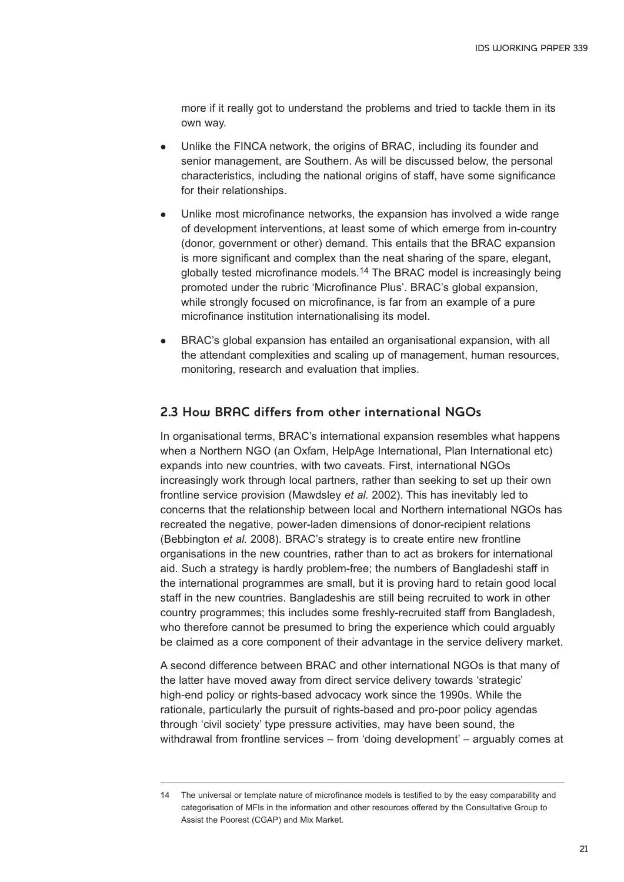more if it really got to understand the problems and tried to tackle them in its own way.

- Unlike the FINCA network, the origins of BRAC, including its founder and senior management, are Southern. As will be discussed below, the personal characteristics, including the national origins of staff, have some significance for their relationships.
- Unlike most microfinance networks, the expansion has involved a wide range of development interventions, at least some of which emerge from in-country (donor, government or other) demand. This entails that the BRAC expansion is more significant and complex than the neat sharing of the spare, elegant, globally tested microfinance models.[14] The BRAC model is increasingly being promoted under the rubric 'Microfinance Plus'. BRAC's global expansion, while strongly focused on microfinance, is far from an example of a pure microfinance institution internationalising its model.
- BRAC's global expansion has entailed an organisational expansion, with all the attendant complexities and scaling up of management, human resources, monitoring, research and evaluation that implies.

## 2.3 How BRAC differs from other international NGOs

In organisational terms, BRAC's international expansion resembles what happens when a Northern NGO (an Oxfam, HelpAge International, Plan International etc) expands into new countries, with two caveats. First, international NGOs increasingly work through local partners, rather than seeking to set up their own frontline service provision (Mawdsley *et al.* 2002). This has inevitably led to concerns that the relationship between local and Northern international NGOs has recreated the negative, power-laden dimensions of donor-recipient relations (Bebbington *et al.* 2008). BRAC's strategy is to create entire new frontline organisations in the new countries, rather than to act as brokers for international aid. Such a strategy is hardly problem-free; the numbers of Bangladeshi staff in the international programmes are small, but it is proving hard to retain good local staff in the new countries. Bangladeshis are still being recruited to work in other country programmes; this includes some freshly-recruited staff from Bangladesh, who therefore cannot be presumed to bring the experience which could arguably be claimed as a core component of their advantage in the service delivery market.

A second difference between BRAC and other international NGOs is that many of the latter have moved away from direct service delivery towards 'strategic' high-end policy or rights-based advocacy work since the 1990s. While the rationale, particularly the pursuit of rights-based and pro-poor policy agendas through 'civil society' type pressure activities, may have been sound, the withdrawal from frontline services – from 'doing development' – arguably comes at

---

14 The universal or template nature of microfinance models is testified to by the easy comparability and categorisation of MFIs in the information and other resources offered by the Consultative Group to Assist the Poorest (CGAP) and Mix Market.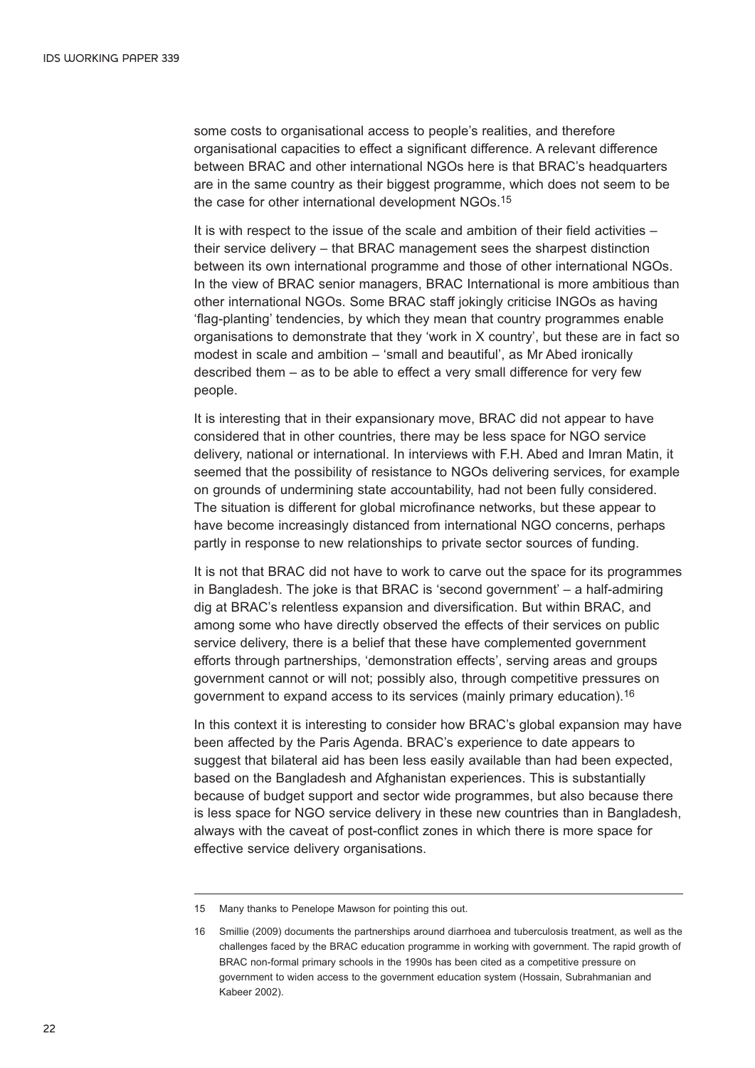some costs to organisational access to people's realities, and therefore organisational capacities to effect a significant difference. A relevant difference between BRAC and other international NGOs here is that BRAC's headquarters are in the same country as their biggest programme, which does not seem to be the case for other international development NGOs.[15]

It is with respect to the issue of the scale and ambition of their field activities – their service delivery – that BRAC management sees the sharpest distinction between its own international programme and those of other international NGOs. In the view of BRAC senior managers, BRAC International is more ambitious than other international NGOs. Some BRAC staff jokingly criticise INGOs as having 'flag-planting' tendencies, by which they mean that country programmes enable organisations to demonstrate that they 'work in X country', but these are in fact so modest in scale and ambition – 'small and beautiful', as Mr Abed ironically described them – as to be able to effect a very small difference for very few people.

It is interesting that in their expansionary move, BRAC did not appear to have considered that in other countries, there may be less space for NGO service delivery, national or international. In interviews with F.H. Abed and Imran Matin, it seemed that the possibility of resistance to NGOs delivering services, for example on grounds of undermining state accountability, had not been fully considered. The situation is different for global microfinance networks, but these appear to have become increasingly distanced from international NGO concerns, perhaps partly in response to new relationships to private sector sources of funding.

It is not that BRAC did not have to work to carve out the space for its programmes in Bangladesh. The joke is that BRAC is 'second government' – a half-admiring dig at BRAC's relentless expansion and diversification. But within BRAC, and among some who have directly observed the effects of their services on public service delivery, there is a belief that these have complemented government efforts through partnerships, 'demonstration effects', serving areas and groups government cannot or will not; possibly also, through competitive pressures on government to expand access to its services (mainly primary education).[16]

In this context it is interesting to consider how BRAC's global expansion may have been affected by the Paris Agenda. BRAC's experience to date appears to suggest that bilateral aid has been less easily available than had been expected, based on the Bangladesh and Afghanistan experiences. This is substantially because of budget support and sector wide programmes, but also because there is less space for NGO service delivery in these new countries than in Bangladesh, always with the caveat of post-conflict zones in which there is more space for effective service delivery organisations.

---

15 Many thanks to Penelope Mawson for pointing this out.

16 Smillie (2009) documents the partnerships around diarrhoea and tuberculosis treatment, as well as the challenges faced by the BRAC education programme in working with government. The rapid growth of BRAC non-formal primary schools in the 1990s has been cited as a competitive pressure on government to widen access to the government education system (Hossain, Subrahmanian and Kabeer 2002).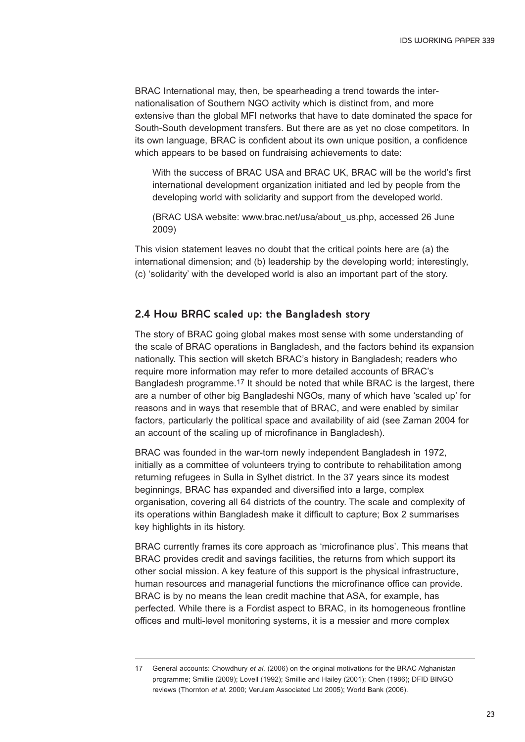BRAC International may, then, be spearheading a trend towards the internationalisation of Southern NGO activity which is distinct from, and more extensive than the global MFI networks that have to date dominated the space for South-South development transfers. But there are as yet no close competitors. In its own language, BRAC is confident about its own unique position, a confidence which appears to be based on fundraising achievements to date:

> With the success of BRAC USA and BRAC UK, BRAC will be the world's first international development organization initiated and led by people from the developing world with solidarity and support from the developed world.
>
> (BRAC USA website: www.brac.net/usa/about_us.php, accessed 26 June 2009)

This vision statement leaves no doubt that the critical points here are (a) the international dimension; and (b) leadership by the developing world; interestingly, (c) 'solidarity' with the developed world is also an important part of the story.

## 2.4 How BRAC scaled up: the Bangladesh story

The story of BRAC going global makes most sense with some understanding of the scale of BRAC operations in Bangladesh, and the factors behind its expansion nationally. This section will sketch BRAC's history in Bangladesh; readers who require more information may refer to more detailed accounts of BRAC's Bangladesh programme.[17] It should be noted that while BRAC is the largest, there are a number of other big Bangladeshi NGOs, many of which have 'scaled up' for reasons and in ways that resemble that of BRAC, and were enabled by similar factors, particularly the political space and availability of aid (see Zaman 2004 for an account of the scaling up of microfinance in Bangladesh).

BRAC was founded in the war-torn newly independent Bangladesh in 1972, initially as a committee of volunteers trying to contribute to rehabilitation among returning refugees in Sulla in Sylhet district. In the 37 years since its modest beginnings, BRAC has expanded and diversified into a large, complex organisation, covering all 64 districts of the country. The scale and complexity of its operations within Bangladesh make it difficult to capture; Box 2 summarises key highlights in its history.

BRAC currently frames its core approach as 'microfinance plus'. This means that BRAC provides credit and savings facilities, the returns from which support its other social mission. A key feature of this support is the physical infrastructure, human resources and managerial functions the microfinance office can provide. BRAC is by no means the lean credit machine that ASA, for example, has perfected. While there is a Fordist aspect to BRAC, in its homogeneous frontline offices and multi-level monitoring systems, it is a messier and more complex

---

17 General accounts: Chowdhury *et al.* (2006) on the original motivations for the BRAC Afghanistan programme; Smillie (2009); Lovell (1992); Smillie and Hailey (2001); Chen (1986); DFID BINGO reviews (Thornton *et al.* 2000; Verulam Associated Ltd 2005); World Bank (2006).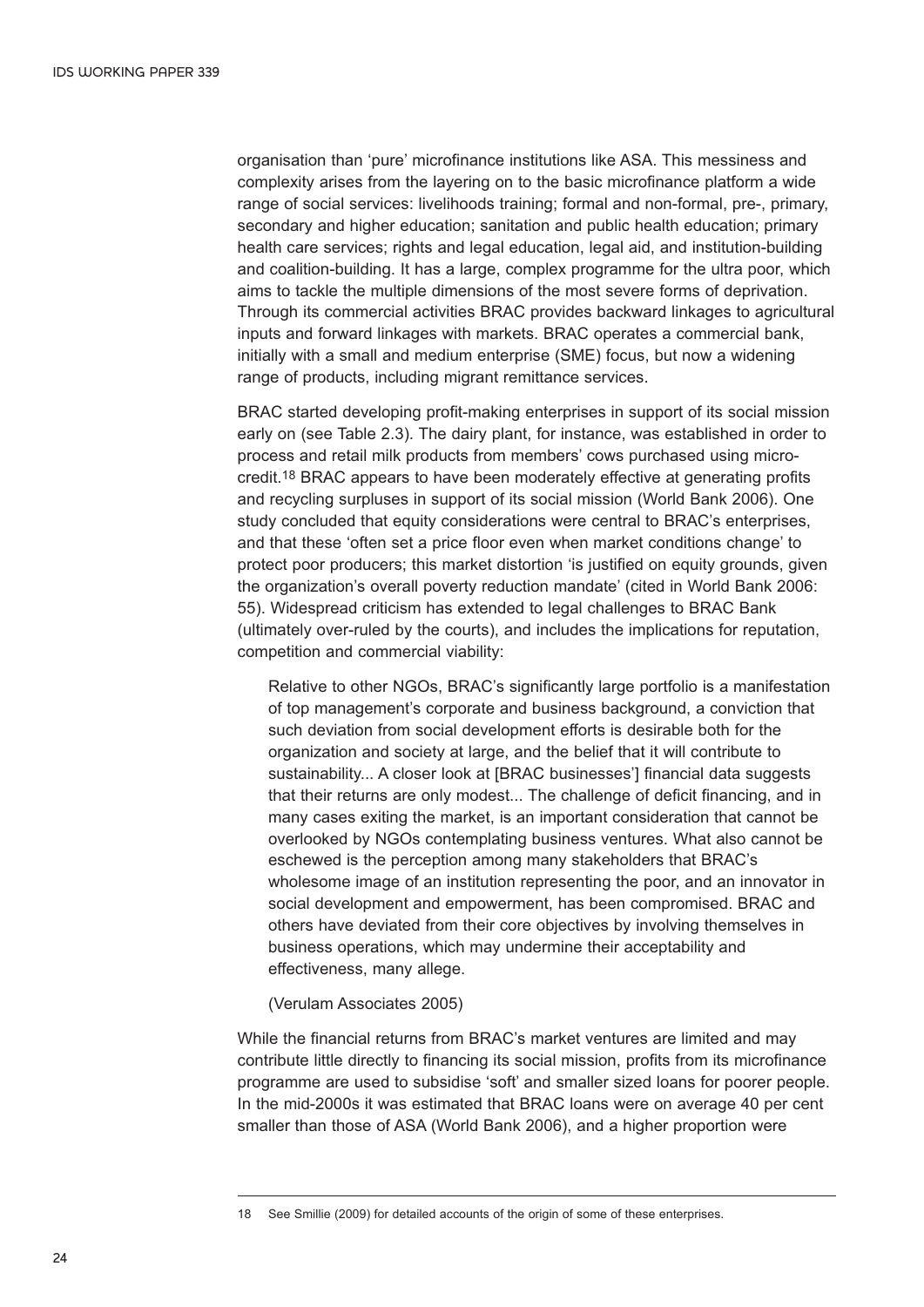organisation than 'pure' microfinance institutions like ASA. This messiness and complexity arises from the layering on to the basic microfinance platform a wide range of social services: livelihoods training; formal and non-formal, pre-, primary, secondary and higher education; sanitation and public health education; primary health care services; rights and legal education, legal aid, and institution-building and coalition-building. It has a large, complex programme for the ultra poor, which aims to tackle the multiple dimensions of the most severe forms of deprivation. Through its commercial activities BRAC provides backward linkages to agricultural inputs and forward linkages with markets. BRAC operates a commercial bank, initially with a small and medium enterprise (SME) focus, but now a widening range of products, including migrant remittance services.

BRAC started developing profit-making enterprises in support of its social mission early on (see Table 2.3). The dairy plant, for instance, was established in order to process and retail milk products from members' cows purchased using micro-credit.[18] BRAC appears to have been moderately effective at generating profits and recycling surpluses in support of its social mission (World Bank 2006). One study concluded that equity considerations were central to BRAC's enterprises, and that these 'often set a price floor even when market conditions change' to protect poor producers; this market distortion 'is justified on equity grounds, given the organization's overall poverty reduction mandate' (cited in World Bank 2006: 55). Widespread criticism has extended to legal challenges to BRAC Bank (ultimately over-ruled by the courts), and includes the implications for reputation, competition and commercial viability:

> Relative to other NGOs, BRAC's significantly large portfolio is a manifestation of top management's corporate and business background, a conviction that such deviation from social development efforts is desirable both for the organization and society at large, and the belief that it will contribute to sustainability... A closer look at [BRAC businesses'] financial data suggests that their returns are only modest... The challenge of deficit financing, and in many cases exiting the market, is an important consideration that cannot be overlooked by NGOs contemplating business ventures. What also cannot be eschewed is the perception among many stakeholders that BRAC's wholesome image of an institution representing the poor, and an innovator in social development and empowerment, has been compromised. BRAC and others have deviated from their core objectives by involving themselves in business operations, which may undermine their acceptability and effectiveness, many allege.
>
> (Verulam Associates 2005)

While the financial returns from BRAC's market ventures are limited and may contribute little directly to financing its social mission, profits from its microfinance programme are used to subsidise 'soft' and smaller sized loans for poorer people. In the mid-2000s it was estimated that BRAC loans were on average 40 per cent smaller than those of ASA (World Bank 2006), and a higher proportion were

---

18 See Smillie (2009) for detailed accounts of the origin of some of these enterprises.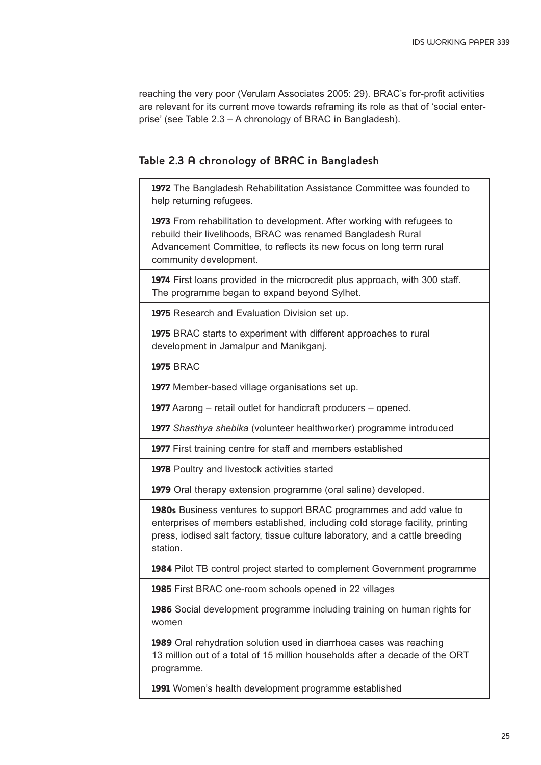reaching the very poor (Verulam Associates 2005: 29). BRAC's for-profit activities are relevant for its current move towards reframing its role as that of 'social enterprise' (see Table 2.3 – A chronology of BRAC in Bangladesh).

### Table 2.3 A chronology of BRAC in Bangladesh

| |
|---|
| **1972** The Bangladesh Rehabilitation Assistance Committee was founded to help returning refugees. |
| **1973** From rehabilitation to development. After working with refugees to rebuild their livelihoods, BRAC was renamed Bangladesh Rural Advancement Committee, to reflects its new focus on long term rural community development. |
| **1974** First loans provided in the microcredit plus approach, with 300 staff. The programme began to expand beyond Sylhet. |
| **1975** Research and Evaluation Division set up. |
| **1975** BRAC starts to experiment with different approaches to rural development in Jamalpur and Manikganj. |
| **1975** BRAC |
| **1977** Member-based village organisations set up. |
| **1977** Aarong – retail outlet for handicraft producers – opened. |
| **1977** *Shasthya shebika* (volunteer healthworker) programme introduced |
| **1977** First training centre for staff and members established |
| **1978** Poultry and livestock activities started |
| **1979** Oral therapy extension programme (oral saline) developed. |
| **1980s** Business ventures to support BRAC programmes and add value to enterprises of members established, including cold storage facility, printing press, iodised salt factory, tissue culture laboratory, and a cattle breeding station. |
| **1984** Pilot TB control project started to complement Government programme |
| **1985** First BRAC one-room schools opened in 22 villages |
| **1986** Social development programme including training on human rights for women |
| **1989** Oral rehydration solution used in diarrhoea cases was reaching 13 million out of a total of 15 million households after a decade of the ORT programme. |
| **1991** Women's health development programme established |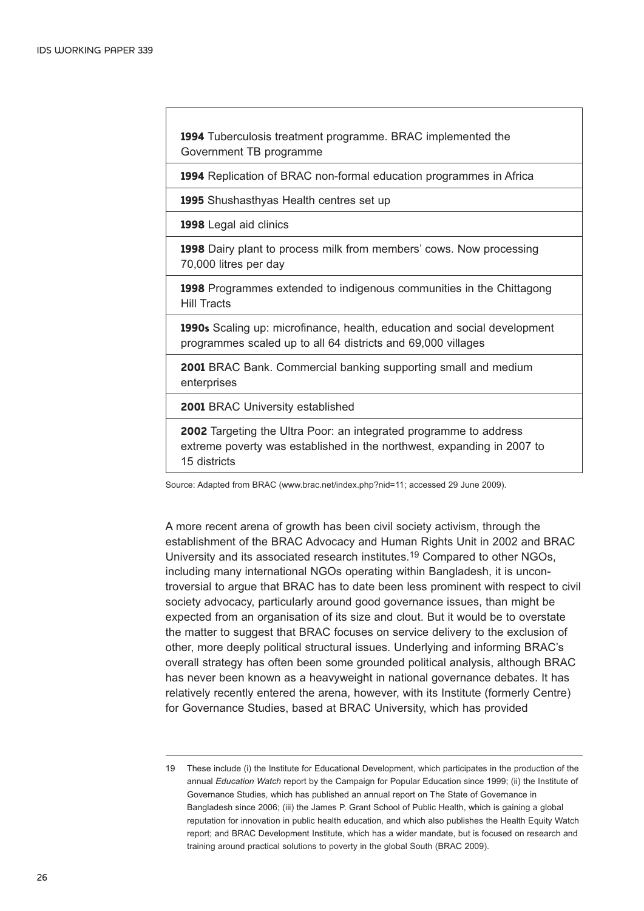| |
|---|
| **1994** Tuberculosis treatment programme. BRAC implemented the Government TB programme |
| **1994** Replication of BRAC non-formal education programmes in Africa |
| **1995** Shushasthyas Health centres set up |
| **1998** Legal aid clinics |
| **1998** Dairy plant to process milk from members' cows. Now processing 70,000 litres per day |
| **1998** Programmes extended to indigenous communities in the Chittagong Hill Tracts |
| **1990s** Scaling up: microfinance, health, education and social development programmes scaled up to all 64 districts and 69,000 villages |
| **2001** BRAC Bank. Commercial banking supporting small and medium enterprises |
| **2001** BRAC University established |
| **2002** Targeting the Ultra Poor: an integrated programme to address extreme poverty was established in the northwest, expanding in 2007 to 15 districts |

Source: Adapted from BRAC (www.brac.net/index.php?nid=11; accessed 29 June 2009).

A more recent arena of growth has been civil society activism, through the establishment of the BRAC Advocacy and Human Rights Unit in 2002 and BRAC University and its associated research institutes.[19] Compared to other NGOs, including many international NGOs operating within Bangladesh, it is uncontroversial to argue that BRAC has to date been less prominent with respect to civil society advocacy, particularly around good governance issues, than might be expected from an organisation of its size and clout. But it would be to overstate the matter to suggest that BRAC focuses on service delivery to the exclusion of other, more deeply political structural issues. Underlying and informing BRAC's overall strategy has often been some grounded political analysis, although BRAC has never been known as a heavyweight in national governance debates. It has relatively recently entered the arena, however, with its Institute (formerly Centre) for Governance Studies, based at BRAC University, which has provided

---

19 These include (i) the Institute for Educational Development, which participates in the production of the annual *Education Watch* report by the Campaign for Popular Education since 1999; (ii) the Institute of Governance Studies, which has published an annual report on The State of Governance in Bangladesh since 2006; (iii) the James P. Grant School of Public Health, which is gaining a global reputation for innovation in public health education, and which also publishes the Health Equity Watch report; and BRAC Development Institute, which has a wider mandate, but is focused on research and training around practical solutions to poverty in the global South (BRAC 2009).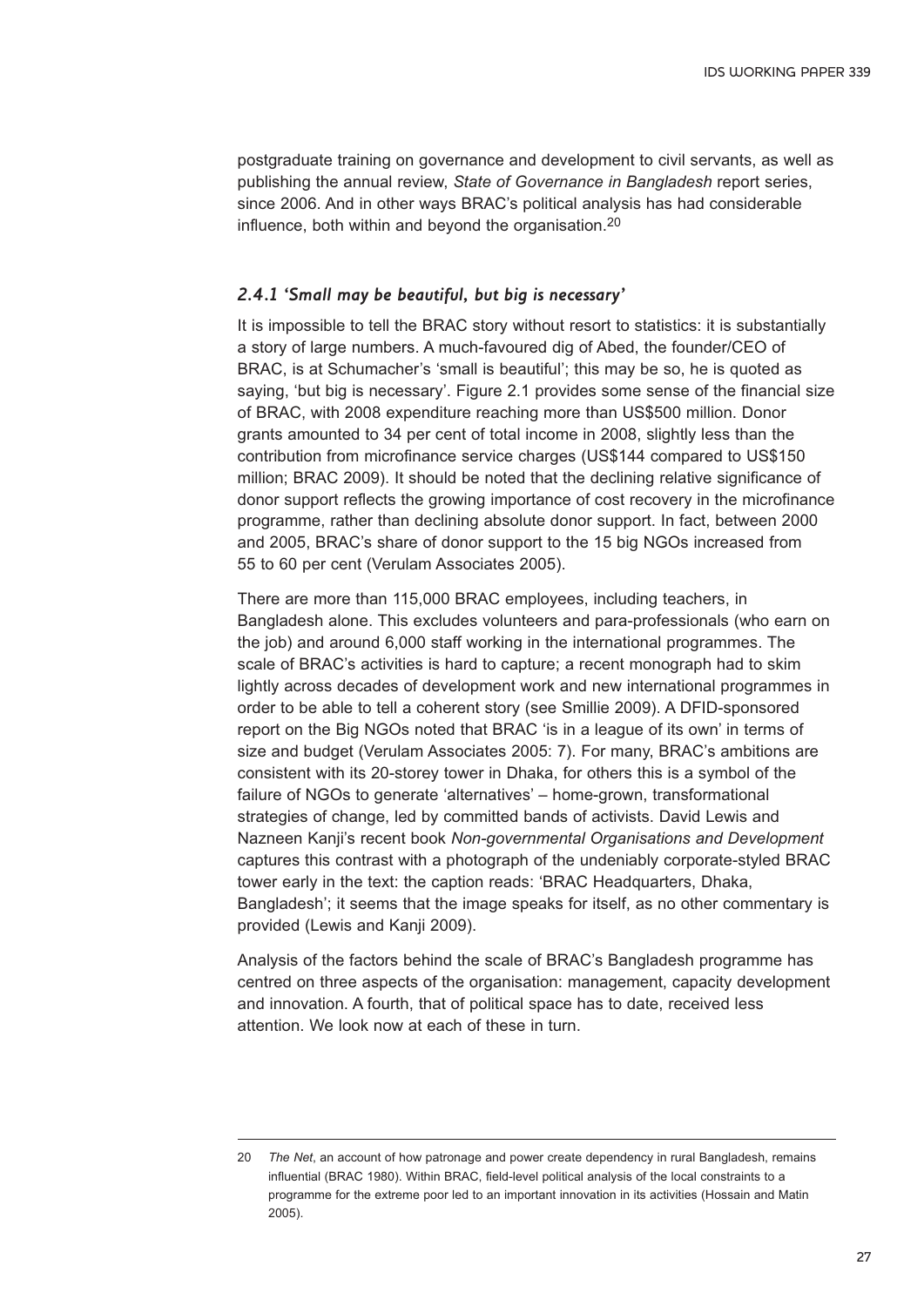postgraduate training on governance and development to civil servants, as well as publishing the annual review, *State of Governance in Bangladesh* report series, since 2006. And in other ways BRAC's political analysis has had considerable influence, both within and beyond the organisation.[20]

### *2.4.1 'Small may be beautiful, but big is necessary'*

It is impossible to tell the BRAC story without resort to statistics: it is substantially a story of large numbers. A much-favoured dig of Abed, the founder/CEO of BRAC, is at Schumacher's 'small is beautiful'; this may be so, he is quoted as saying, 'but big is necessary'. Figure 2.1 provides some sense of the financial size of BRAC, with 2008 expenditure reaching more than US$500 million. Donor grants amounted to 34 per cent of total income in 2008, slightly less than the contribution from microfinance service charges (US$144 compared to US$150 million; BRAC 2009). It should be noted that the declining relative significance of donor support reflects the growing importance of cost recovery in the microfinance programme, rather than declining absolute donor support. In fact, between 2000 and 2005, BRAC's share of donor support to the 15 big NGOs increased from 55 to 60 per cent (Verulam Associates 2005).

There are more than 115,000 BRAC employees, including teachers, in Bangladesh alone. This excludes volunteers and para-professionals (who earn on the job) and around 6,000 staff working in the international programmes. The scale of BRAC's activities is hard to capture; a recent monograph had to skim lightly across decades of development work and new international programmes in order to be able to tell a coherent story (see Smillie 2009). A DFID-sponsored report on the Big NGOs noted that BRAC 'is in a league of its own' in terms of size and budget (Verulam Associates 2005: 7). For many, BRAC's ambitions are consistent with its 20-storey tower in Dhaka, for others this is a symbol of the failure of NGOs to generate 'alternatives' – home-grown, transformational strategies of change, led by committed bands of activists. David Lewis and Nazneen Kanji's recent book *Non-governmental Organisations and Development* captures this contrast with a photograph of the undeniably corporate-styled BRAC tower early in the text: the caption reads: 'BRAC Headquarters, Dhaka, Bangladesh'; it seems that the image speaks for itself, as no other commentary is provided (Lewis and Kanji 2009).

Analysis of the factors behind the scale of BRAC's Bangladesh programme has centred on three aspects of the organisation: management, capacity development and innovation. A fourth, that of political space has to date, received less attention. We look now at each of these in turn.

---

20 *The Net*, an account of how patronage and power create dependency in rural Bangladesh, remains influential (BRAC 1980). Within BRAC, field-level political analysis of the local constraints to a programme for the extreme poor led to an important innovation in its activities (Hossain and Matin 2005).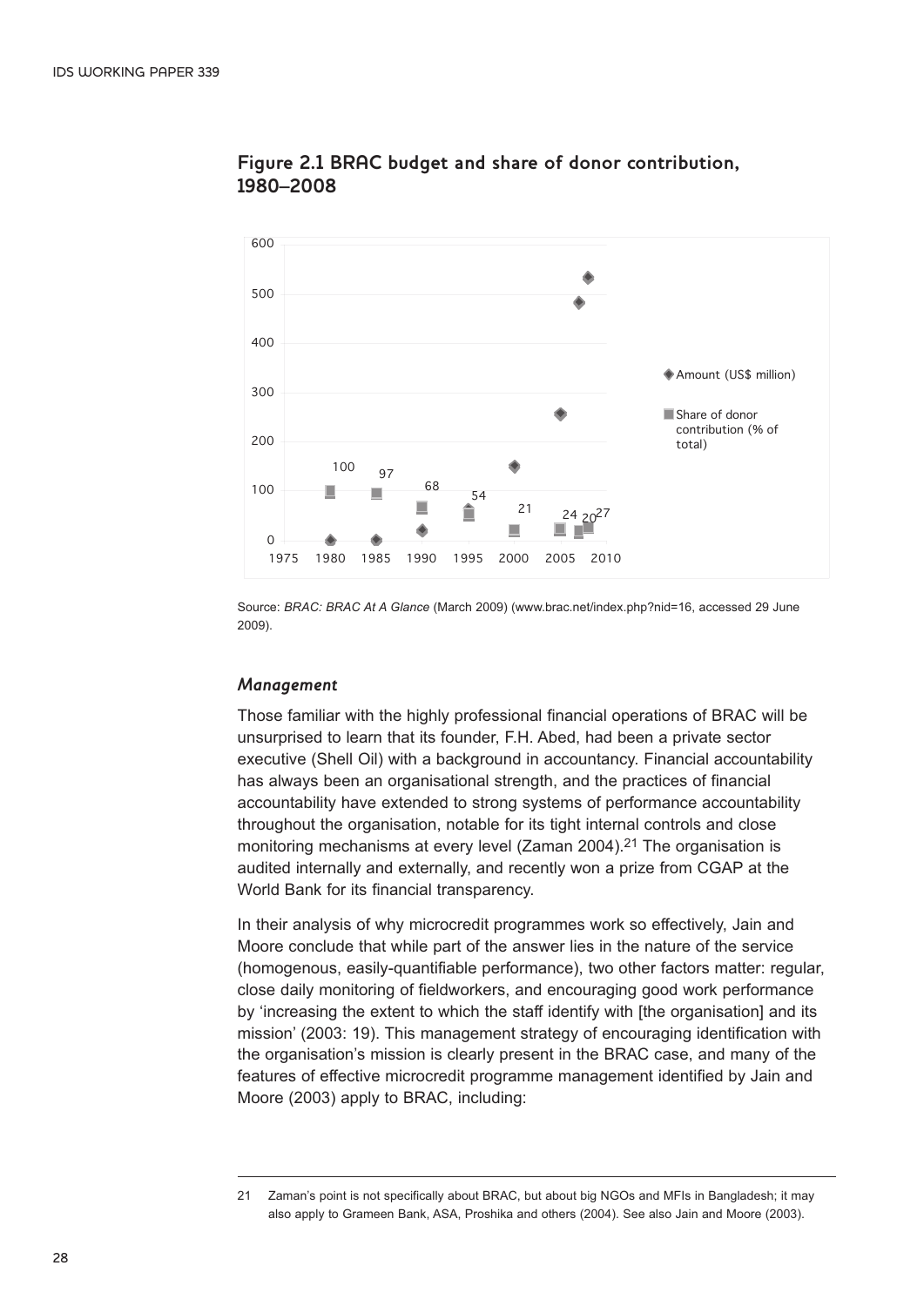**Figure 2.1 BRAC budget and share of donor contribution, 1980–2008**

Source: *BRAC: BRAC At A Glance* (March 2009) (www.brac.net/index.php?nid=16, accessed 29 June 2009).

### *Management*

Those familiar with the highly professional financial operations of BRAC will be unsurprised to learn that its founder, F.H. Abed, had been a private sector executive (Shell Oil) with a background in accountancy. Financial accountability has always been an organisational strength, and the practices of financial accountability have extended to strong systems of performance accountability throughout the organisation, notable for its tight internal controls and close monitoring mechanisms at every level (Zaman 2004).[21] The organisation is audited internally and externally, and recently won a prize from CGAP at the World Bank for its financial transparency.

In their analysis of why microcredit programmes work so effectively, Jain and Moore conclude that while part of the answer lies in the nature of the service (homogenous, easily-quantifiable performance), two other factors matter: regular, close daily monitoring of fieldworkers, and encouraging good work performance by 'increasing the extent to which the staff identify with [the organisation] and its mission' (2003: 19). This management strategy of encouraging identification with the organisation's mission is clearly present in the BRAC case, and many of the features of effective microcredit programme management identified by Jain and Moore (2003) apply to BRAC, including:

---

21 Zaman's point is not specifically about BRAC, but about big NGOs and MFIs in Bangladesh; it may also apply to Grameen Bank, ASA, Proshika and others (2004). See also Jain and Moore (2003).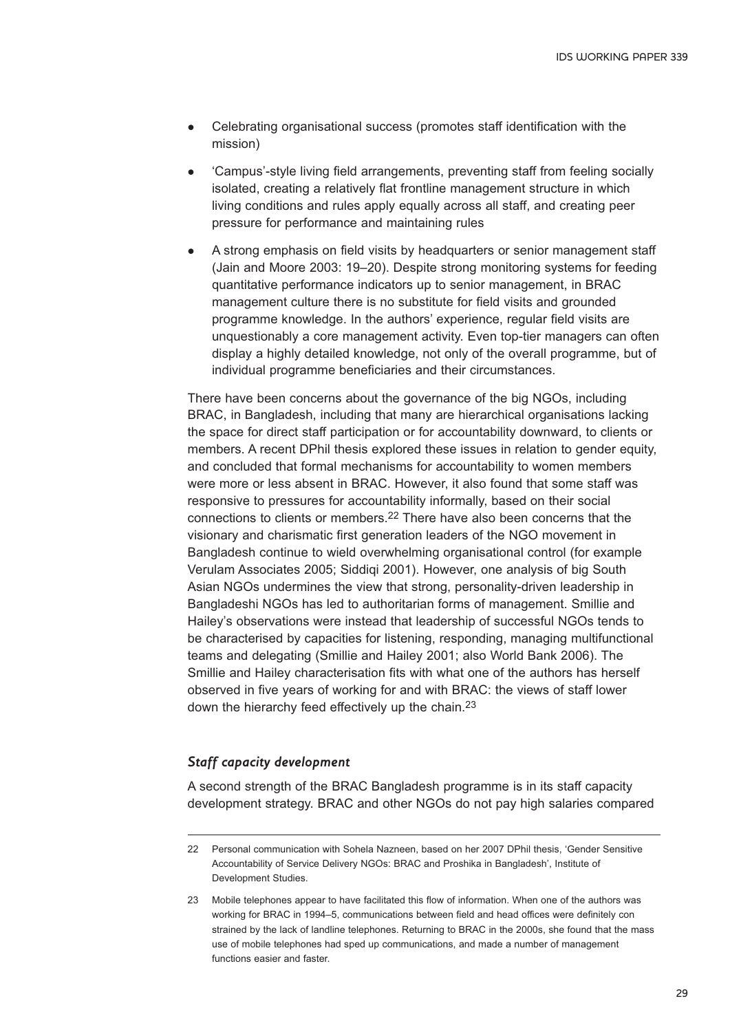- Celebrating organisational success (promotes staff identification with the mission)
- 'Campus'-style living field arrangements, preventing staff from feeling socially isolated, creating a relatively flat frontline management structure in which living conditions and rules apply equally across all staff, and creating peer pressure for performance and maintaining rules
- A strong emphasis on field visits by headquarters or senior management staff (Jain and Moore 2003: 19–20). Despite strong monitoring systems for feeding quantitative performance indicators up to senior management, in BRAC management culture there is no substitute for field visits and grounded programme knowledge. In the authors' experience, regular field visits are unquestionably a core management activity. Even top-tier managers can often display a highly detailed knowledge, not only of the overall programme, but of individual programme beneficiaries and their circumstances.

There have been concerns about the governance of the big NGOs, including BRAC, in Bangladesh, including that many are hierarchical organisations lacking the space for direct staff participation or for accountability downward, to clients or members. A recent DPhil thesis explored these issues in relation to gender equity, and concluded that formal mechanisms for accountability to women members were more or less absent in BRAC. However, it also found that some staff was responsive to pressures for accountability informally, based on their social connections to clients or members.[22] There have also been concerns that the visionary and charismatic first generation leaders of the NGO movement in Bangladesh continue to wield overwhelming organisational control (for example Verulam Associates 2005; Siddiqi 2001). However, one analysis of big South Asian NGOs undermines the view that strong, personality-driven leadership in Bangladeshi NGOs has led to authoritarian forms of management. Smillie and Hailey's observations were instead that leadership of successful NGOs tends to be characterised by capacities for listening, responding, managing multifunctional teams and delegating (Smillie and Hailey 2001; also World Bank 2006). The Smillie and Hailey characterisation fits with what one of the authors has herself observed in five years of working for and with BRAC: the views of staff lower down the hierarchy feed effectively up the chain.[23]

### *Staff capacity development*

A second strength of the BRAC Bangladesh programme is in its staff capacity development strategy. BRAC and other NGOs do not pay high salaries compared

---

22 Personal communication with Sohela Nazneen, based on her 2007 DPhil thesis, 'Gender Sensitive Accountability of Service Delivery NGOs: BRAC and Proshika in Bangladesh', Institute of Development Studies.

23 Mobile telephones appear to have facilitated this flow of information. When one of the authors was working for BRAC in 1994–5, communications between field and head offices were definitely con strained by the lack of landline telephones. Returning to BRAC in the 2000s, she found that the mass use of mobile telephones had sped up communications, and made a number of management functions easier and faster.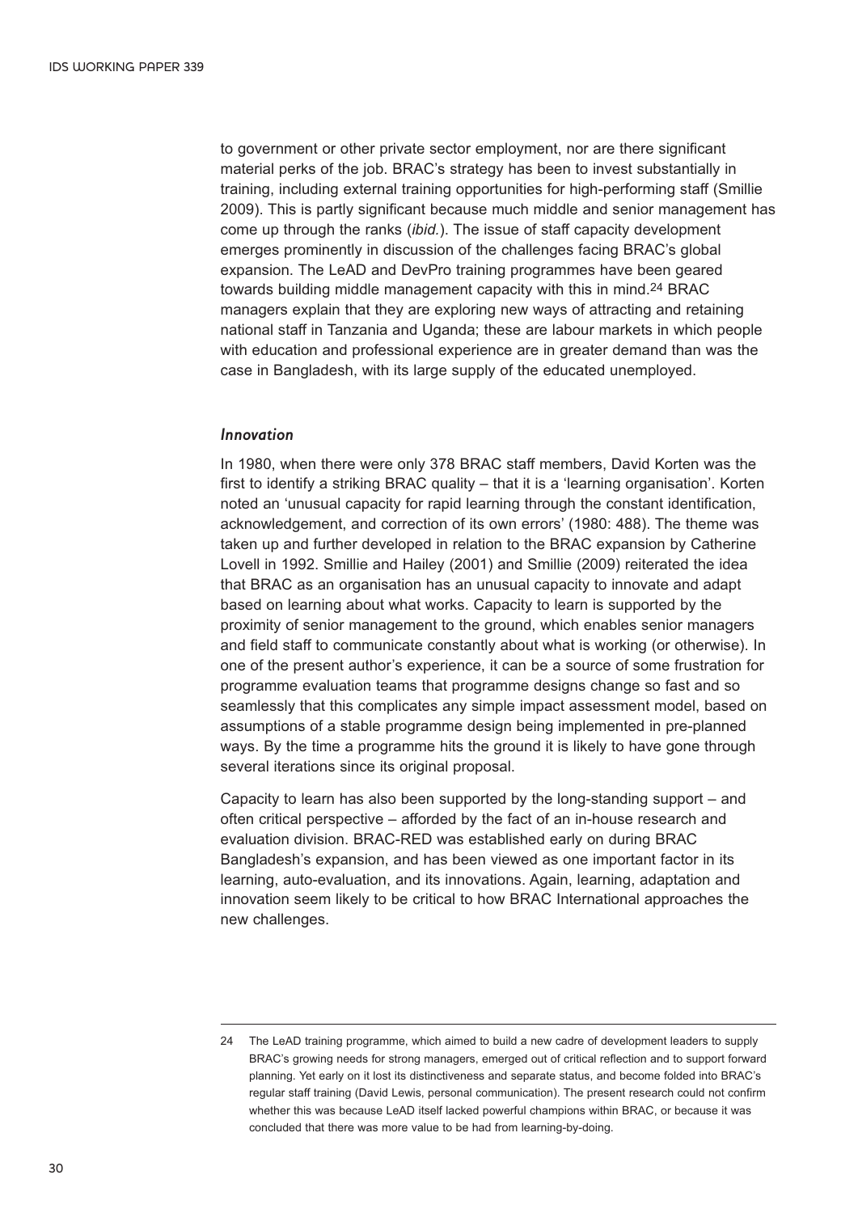to government or other private sector employment, nor are there significant material perks of the job. BRAC's strategy has been to invest substantially in training, including external training opportunities for high-performing staff (Smillie 2009). This is partly significant because much middle and senior management has come up through the ranks (*ibid.*). The issue of staff capacity development emerges prominently in discussion of the challenges facing BRAC's global expansion. The LeAD and DevPro training programmes have been geared towards building middle management capacity with this in mind.[24] BRAC managers explain that they are exploring new ways of attracting and retaining national staff in Tanzania and Uganda; these are labour markets in which people with education and professional experience are in greater demand than was the case in Bangladesh, with its large supply of the educated unemployed.

### *Innovation*

In 1980, when there were only 378 BRAC staff members, David Korten was the first to identify a striking BRAC quality – that it is a 'learning organisation'. Korten noted an 'unusual capacity for rapid learning through the constant identification, acknowledgement, and correction of its own errors' (1980: 488). The theme was taken up and further developed in relation to the BRAC expansion by Catherine Lovell in 1992. Smillie and Hailey (2001) and Smillie (2009) reiterated the idea that BRAC as an organisation has an unusual capacity to innovate and adapt based on learning about what works. Capacity to learn is supported by the proximity of senior management to the ground, which enables senior managers and field staff to communicate constantly about what is working (or otherwise). In one of the present author's experience, it can be a source of some frustration for programme evaluation teams that programme designs change so fast and so seamlessly that this complicates any simple impact assessment model, based on assumptions of a stable programme design being implemented in pre-planned ways. By the time a programme hits the ground it is likely to have gone through several iterations since its original proposal.

Capacity to learn has also been supported by the long-standing support – and often critical perspective – afforded by the fact of an in-house research and evaluation division. BRAC-RED was established early on during BRAC Bangladesh's expansion, and has been viewed as one important factor in its learning, auto-evaluation, and its innovations. Again, learning, adaptation and innovation seem likely to be critical to how BRAC International approaches the new challenges.

---

24 The LeAD training programme, which aimed to build a new cadre of development leaders to supply BRAC's growing needs for strong managers, emerged out of critical reflection and to support forward planning. Yet early on it lost its distinctiveness and separate status, and become folded into BRAC's regular staff training (David Lewis, personal communication). The present research could not confirm whether this was because LeAD itself lacked powerful champions within BRAC, or because it was concluded that there was more value to be had from learning-by-doing.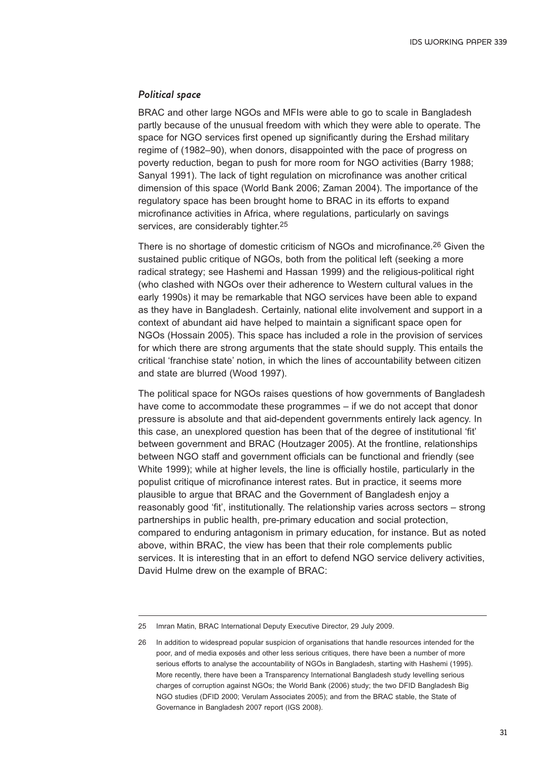### *Political space*

BRAC and other large NGOs and MFIs were able to go to scale in Bangladesh partly because of the unusual freedom with which they were able to operate. The space for NGO services first opened up significantly during the Ershad military regime of (1982–90), when donors, disappointed with the pace of progress on poverty reduction, began to push for more room for NGO activities (Barry 1988; Sanyal 1991). The lack of tight regulation on microfinance was another critical dimension of this space (World Bank 2006; Zaman 2004). The importance of the regulatory space has been brought home to BRAC in its efforts to expand microfinance activities in Africa, where regulations, particularly on savings services, are considerably tighter.[25]

There is no shortage of domestic criticism of NGOs and microfinance.[26] Given the sustained public critique of NGOs, both from the political left (seeking a more radical strategy; see Hashemi and Hassan 1999) and the religious-political right (who clashed with NGOs over their adherence to Western cultural values in the early 1990s) it may be remarkable that NGO services have been able to expand as they have in Bangladesh. Certainly, national elite involvement and support in a context of abundant aid have helped to maintain a significant space open for NGOs (Hossain 2005). This space has included a role in the provision of services for which there are strong arguments that the state should supply. This entails the critical 'franchise state' notion, in which the lines of accountability between citizen and state are blurred (Wood 1997).

The political space for NGOs raises questions of how governments of Bangladesh have come to accommodate these programmes – if we do not accept that donor pressure is absolute and that aid-dependent governments entirely lack agency. In this case, an unexplored question has been that of the degree of institutional 'fit' between government and BRAC (Houtzager 2005). At the frontline, relationships between NGO staff and government officials can be functional and friendly (see White 1999); while at higher levels, the line is officially hostile, particularly in the populist critique of microfinance interest rates. But in practice, it seems more plausible to argue that BRAC and the Government of Bangladesh enjoy a reasonably good 'fit', institutionally. The relationship varies across sectors – strong partnerships in public health, pre-primary education and social protection, compared to enduring antagonism in primary education, for instance. But as noted above, within BRAC, the view has been that their role complements public services. It is interesting that in an effort to defend NGO service delivery activities, David Hulme drew on the example of BRAC:

---

25 Imran Matin, BRAC International Deputy Executive Director, 29 July 2009.

26 In addition to widespread popular suspicion of organisations that handle resources intended for the poor, and of media exposés and other less serious critiques, there have been a number of more serious efforts to analyse the accountability of NGOs in Bangladesh, starting with Hashemi (1995). More recently, there have been a Transparency International Bangladesh study levelling serious charges of corruption against NGOs; the World Bank (2006) study; the two DFID Bangladesh Big NGO studies (DFID 2000; Verulam Associates 2005); and from the BRAC stable, the State of Governance in Bangladesh 2007 report (IGS 2008).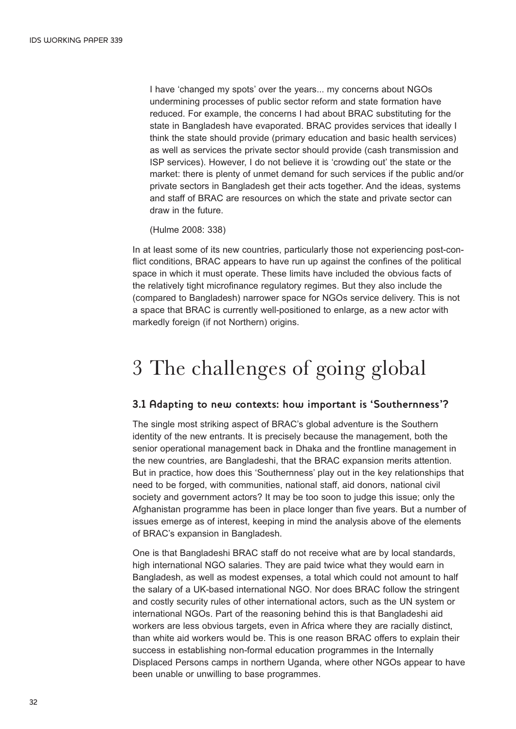> I have 'changed my spots' over the years... my concerns about NGOs undermining processes of public sector reform and state formation have reduced. For example, the concerns I had about BRAC substituting for the state in Bangladesh have evaporated. BRAC provides services that ideally I think the state should provide (primary education and basic health services) as well as services the private sector should provide (cash transmission and ISP services). However, I do not believe it is 'crowding out' the state or the market: there is plenty of unmet demand for such services if the public and/or private sectors in Bangladesh get their acts together. And the ideas, systems and staff of BRAC are resources on which the state and private sector can draw in the future.
>
> (Hulme 2008: 338)

In at least some of its new countries, particularly those not experiencing post-conflict conditions, BRAC appears to have run up against the confines of the political space in which it must operate. These limits have included the obvious facts of the relatively tight microfinance regulatory regimes. But they also include the (compared to Bangladesh) narrower space for NGOs service delivery. This is not a space that BRAC is currently well-positioned to enlarge, as a new actor with markedly foreign (if not Northern) origins.

# 3 The challenges of going global

## 3.1 Adapting to new contexts: how important is 'Southernness'?

The single most striking aspect of BRAC's global adventure is the Southern identity of the new entrants. It is precisely because the management, both the senior operational management back in Dhaka and the frontline management in the new countries, are Bangladeshi, that the BRAC expansion merits attention. But in practice, how does this 'Southernness' play out in the key relationships that need to be forged, with communities, national staff, aid donors, national civil society and government actors? It may be too soon to judge this issue; only the Afghanistan programme has been in place longer than five years. But a number of issues emerge as of interest, keeping in mind the analysis above of the elements of BRAC's expansion in Bangladesh.

One is that Bangladeshi BRAC staff do not receive what are by local standards, high international NGO salaries. They are paid twice what they would earn in Bangladesh, as well as modest expenses, a total which could not amount to half the salary of a UK-based international NGO. Nor does BRAC follow the stringent and costly security rules of other international actors, such as the UN system or international NGOs. Part of the reasoning behind this is that Bangladeshi aid workers are less obvious targets, even in Africa where they are racially distinct, than white aid workers would be. This is one reason BRAC offers to explain their success in establishing non-formal education programmes in the Internally Displaced Persons camps in northern Uganda, where other NGOs appear to have been unable or unwilling to base programmes.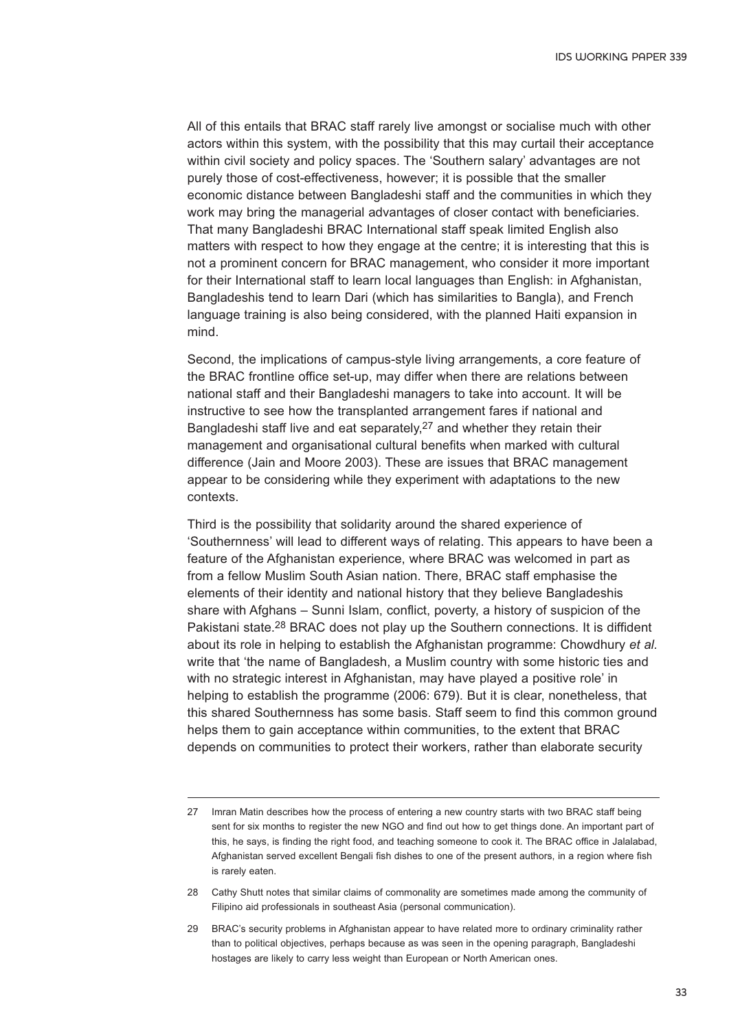All of this entails that BRAC staff rarely live amongst or socialise much with other actors within this system, with the possibility that this may curtail their acceptance within civil society and policy spaces. The 'Southern salary' advantages are not purely those of cost-effectiveness, however; it is possible that the smaller economic distance between Bangladeshi staff and the communities in which they work may bring the managerial advantages of closer contact with beneficiaries. That many Bangladeshi BRAC International staff speak limited English also matters with respect to how they engage at the centre; it is interesting that this is not a prominent concern for BRAC management, who consider it more important for their International staff to learn local languages than English: in Afghanistan, Bangladeshis tend to learn Dari (which has similarities to Bangla), and French language training is also being considered, with the planned Haiti expansion in mind.

Second, the implications of campus-style living arrangements, a core feature of the BRAC frontline office set-up, may differ when there are relations between national staff and their Bangladeshi managers to take into account. It will be instructive to see how the transplanted arrangement fares if national and Bangladeshi staff live and eat separately,[27] and whether they retain their management and organisational cultural benefits when marked with cultural difference (Jain and Moore 2003). These are issues that BRAC management appear to be considering while they experiment with adaptations to the new contexts.

Third is the possibility that solidarity around the shared experience of 'Southernness' will lead to different ways of relating. This appears to have been a feature of the Afghanistan experience, where BRAC was welcomed in part as from a fellow Muslim South Asian nation. There, BRAC staff emphasise the elements of their identity and national history that they believe Bangladeshis share with Afghans – Sunni Islam, conflict, poverty, a history of suspicion of the Pakistani state.[28] BRAC does not play up the Southern connections. It is diffident about its role in helping to establish the Afghanistan programme: Chowdhury *et al.* write that 'the name of Bangladesh, a Muslim country with some historic ties and with no strategic interest in Afghanistan, may have played a positive role' in helping to establish the programme (2006: 679). But it is clear, nonetheless, that this shared Southernness has some basis. Staff seem to find this common ground helps them to gain acceptance within communities, to the extent that BRAC depends on communities to protect their workers, rather than elaborate security

---

27 Imran Matin describes how the process of entering a new country starts with two BRAC staff being sent for six months to register the new NGO and find out how to get things done. An important part of this, he says, is finding the right food, and teaching someone to cook it. The BRAC office in Jalalabad, Afghanistan served excellent Bengali fish dishes to one of the present authors, in a region where fish is rarely eaten.

28 Cathy Shutt notes that similar claims of commonality are sometimes made among the community of Filipino aid professionals in southeast Asia (personal communication).

29 BRAC's security problems in Afghanistan appear to have related more to ordinary criminality rather than to political objectives, perhaps because as was seen in the opening paragraph, Bangladeshi hostages are likely to carry less weight than European or North American ones.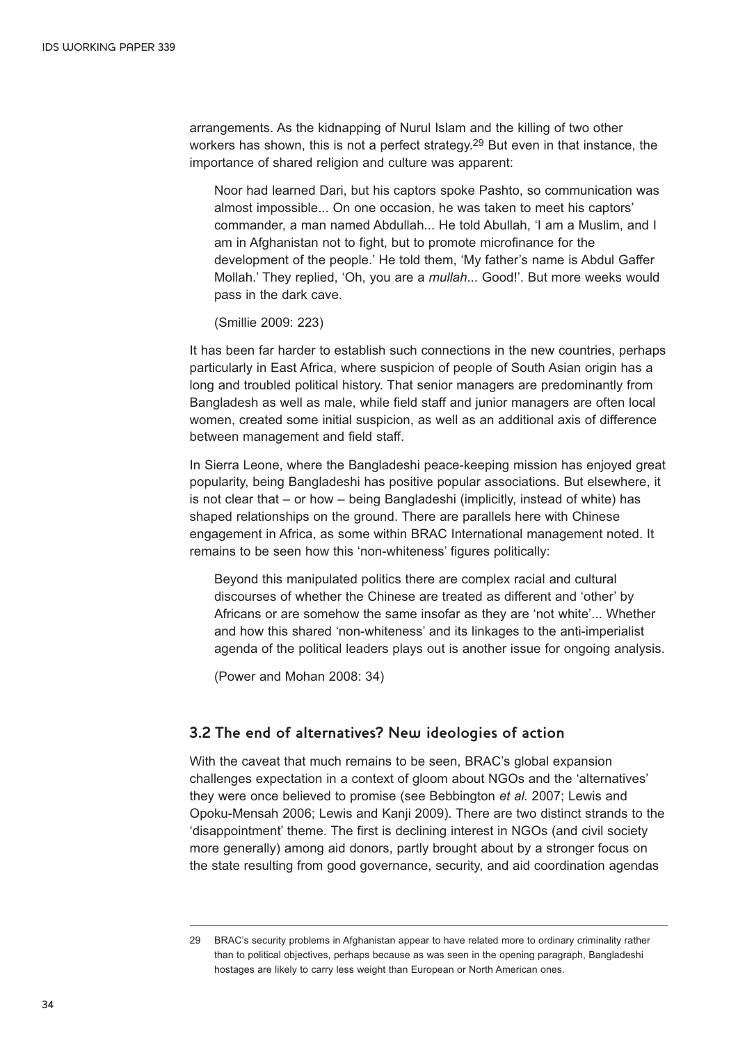arrangements. As the kidnapping of Nurul Islam and the killing of two other workers has shown, this is not a perfect strategy.[29] But even in that instance, the importance of shared religion and culture was apparent:

> Noor had learned Dari, but his captors spoke Pashto, so communication was almost impossible... On one occasion, he was taken to meet his captors' commander, a man named Abdullah... He told Abullah, 'I am a Muslim, and I am in Afghanistan not to fight, but to promote microfinance for the development of the people.' He told them, 'My father's name is Abdul Gaffer Mollah.' They replied, 'Oh, you are a *mullah*... Good!'. But more weeks would pass in the dark cave.
>
> (Smillie 2009: 223)

It has been far harder to establish such connections in the new countries, perhaps particularly in East Africa, where suspicion of people of South Asian origin has a long and troubled political history. That senior managers are predominantly from Bangladesh as well as male, while field staff and junior managers are often local women, created some initial suspicion, as well as an additional axis of difference between management and field staff.

In Sierra Leone, where the Bangladeshi peace-keeping mission has enjoyed great popularity, being Bangladeshi has positive popular associations. But elsewhere, it is not clear that – or how – being Bangladeshi (implicitly, instead of white) has shaped relationships on the ground. There are parallels here with Chinese engagement in Africa, as some within BRAC International management noted. It remains to be seen how this 'non-whiteness' figures politically:

> Beyond this manipulated politics there are complex racial and cultural discourses of whether the Chinese are treated as different and 'other' by Africans or are somehow the same insofar as they are 'not white'... Whether and how this shared 'non-whiteness' and its linkages to the anti-imperialist agenda of the political leaders plays out is another issue for ongoing analysis.
>
> (Power and Mohan 2008: 34)

### 3.2 The end of alternatives? New ideologies of action

With the caveat that much remains to be seen, BRAC's global expansion challenges expectation in a context of gloom about NGOs and the 'alternatives' they were once believed to promise (see Bebbington *et al.* 2007; Lewis and Opoku-Mensah 2006; Lewis and Kanji 2009). There are two distinct strands to the 'disappointment' theme. The first is declining interest in NGOs (and civil society more generally) among aid donors, partly brought about by a stronger focus on the state resulting from good governance, security, and aid coordination agendas

---

29 BRAC's security problems in Afghanistan appear to have related more to ordinary criminality rather than to political objectives, perhaps because as was seen in the opening paragraph, Bangladeshi hostages are likely to carry less weight than European or North American ones.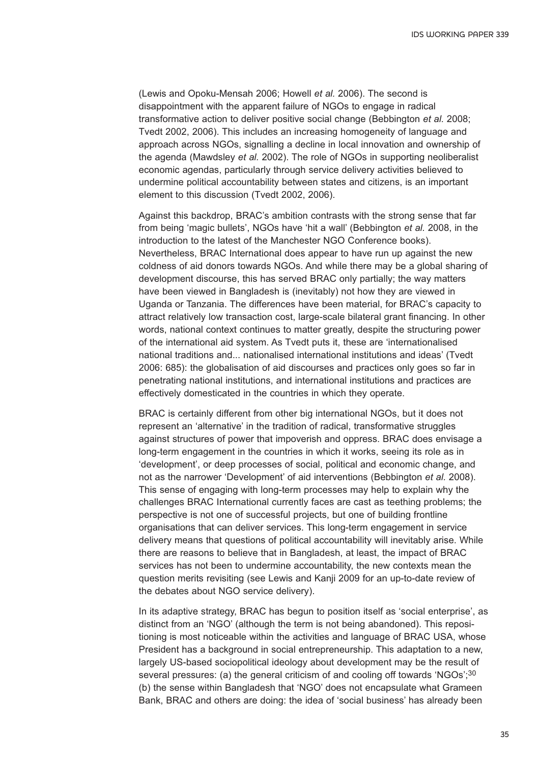(Lewis and Opoku-Mensah 2006; Howell *et al.* 2006). The second is disappointment with the apparent failure of NGOs to engage in radical transformative action to deliver positive social change (Bebbington *et al.* 2008; Tvedt 2002, 2006). This includes an increasing homogeneity of language and approach across NGOs, signalling a decline in local innovation and ownership of the agenda (Mawdsley *et al.* 2002). The role of NGOs in supporting neoliberalist economic agendas, particularly through service delivery activities believed to undermine political accountability between states and citizens, is an important element to this discussion (Tvedt 2002, 2006).

Against this backdrop, BRAC's ambition contrasts with the strong sense that far from being 'magic bullets', NGOs have 'hit a wall' (Bebbington *et al.* 2008, in the introduction to the latest of the Manchester NGO Conference books). Nevertheless, BRAC International does appear to have run up against the new coldness of aid donors towards NGOs. And while there may be a global sharing of development discourse, this has served BRAC only partially; the way matters have been viewed in Bangladesh is (inevitably) not how they are viewed in Uganda or Tanzania. The differences have been material, for BRAC's capacity to attract relatively low transaction cost, large-scale bilateral grant financing. In other words, national context continues to matter greatly, despite the structuring power of the international aid system. As Tvedt puts it, these are 'internationalised national traditions and... nationalised international institutions and ideas' (Tvedt 2006: 685): the globalisation of aid discourses and practices only goes so far in penetrating national institutions, and international institutions and practices are effectively domesticated in the countries in which they operate.

BRAC is certainly different from other big international NGOs, but it does not represent an 'alternative' in the tradition of radical, transformative struggles against structures of power that impoverish and oppress. BRAC does envisage a long-term engagement in the countries in which it works, seeing its role as in 'development', or deep processes of social, political and economic change, and not as the narrower 'Development' of aid interventions (Bebbington *et al.* 2008). This sense of engaging with long-term processes may help to explain why the challenges BRAC International currently faces are cast as teething problems; the perspective is not one of successful projects, but one of building frontline organisations that can deliver services. This long-term engagement in service delivery means that questions of political accountability will inevitably arise. While there are reasons to believe that in Bangladesh, at least, the impact of BRAC services has not been to undermine accountability, the new contexts mean the question merits revisiting (see Lewis and Kanji 2009 for an up-to-date review of the debates about NGO service delivery).

In its adaptive strategy, BRAC has begun to position itself as 'social enterprise', as distinct from an 'NGO' (although the term is not being abandoned). This repositioning is most noticeable within the activities and language of BRAC USA, whose President has a background in social entrepreneurship. This adaptation to a new, largely US-based sociopolitical ideology about development may be the result of several pressures: (a) the general criticism of and cooling off towards 'NGOs';[30] (b) the sense within Bangladesh that 'NGO' does not encapsulate what Grameen Bank, BRAC and others are doing: the idea of 'social business' has already been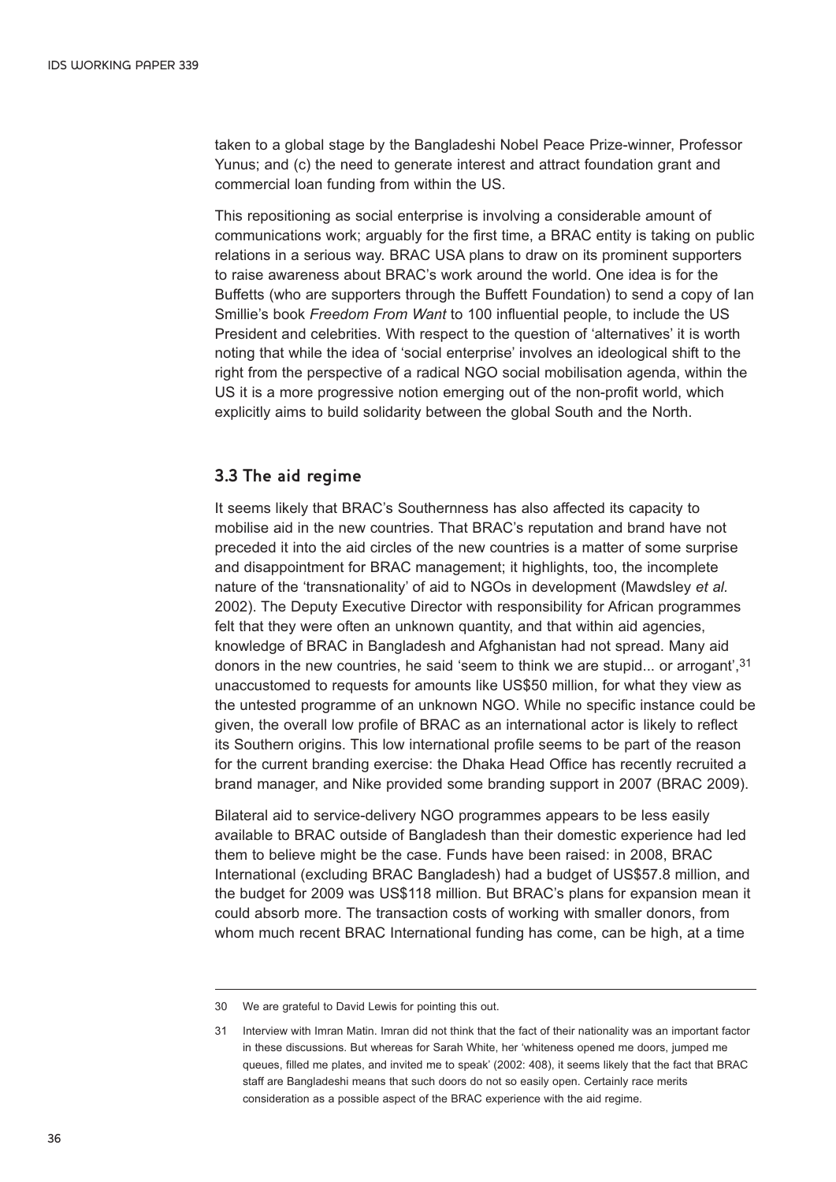taken to a global stage by the Bangladeshi Nobel Peace Prize-winner, Professor Yunus; and (c) the need to generate interest and attract foundation grant and commercial loan funding from within the US.

This repositioning as social enterprise is involving a considerable amount of communications work; arguably for the first time, a BRAC entity is taking on public relations in a serious way. BRAC USA plans to draw on its prominent supporters to raise awareness about BRAC's work around the world. One idea is for the Buffetts (who are supporters through the Buffett Foundation) to send a copy of Ian Smillie's book *Freedom From Want* to 100 influential people, to include the US President and celebrities. With respect to the question of 'alternatives' it is worth noting that while the idea of 'social enterprise' involves an ideological shift to the right from the perspective of a radical NGO social mobilisation agenda, within the US it is a more progressive notion emerging out of the non-profit world, which explicitly aims to build solidarity between the global South and the North.

### 3.3 The aid regime

It seems likely that BRAC's Southernness has also affected its capacity to mobilise aid in the new countries. That BRAC's reputation and brand have not preceded it into the aid circles of the new countries is a matter of some surprise and disappointment for BRAC management; it highlights, too, the incomplete nature of the 'transnationality' of aid to NGOs in development (Mawdsley *et al.* 2002). The Deputy Executive Director with responsibility for African programmes felt that they were often an unknown quantity, and that within aid agencies, knowledge of BRAC in Bangladesh and Afghanistan had not spread. Many aid donors in the new countries, he said 'seem to think we are stupid... or arrogant',[31] unaccustomed to requests for amounts like US$50 million, for what they view as the untested programme of an unknown NGO. While no specific instance could be given, the overall low profile of BRAC as an international actor is likely to reflect its Southern origins. This low international profile seems to be part of the reason for the current branding exercise: the Dhaka Head Office has recently recruited a brand manager, and Nike provided some branding support in 2007 (BRAC 2009).

Bilateral aid to service-delivery NGO programmes appears to be less easily available to BRAC outside of Bangladesh than their domestic experience had led them to believe might be the case. Funds have been raised: in 2008, BRAC International (excluding BRAC Bangladesh) had a budget of US$57.8 million, and the budget for 2009 was US$118 million. But BRAC's plans for expansion mean it could absorb more. The transaction costs of working with smaller donors, from whom much recent BRAC International funding has come, can be high, at a time

---

30 We are grateful to David Lewis for pointing this out.

31 Interview with Imran Matin. Imran did not think that the fact of their nationality was an important factor in these discussions. But whereas for Sarah White, her 'whiteness opened me doors, jumped me queues, filled me plates, and invited me to speak' (2002: 408), it seems likely that the fact that BRAC staff are Bangladeshi means that such doors do not so easily open. Certainly race merits consideration as a possible aspect of the BRAC experience with the aid regime.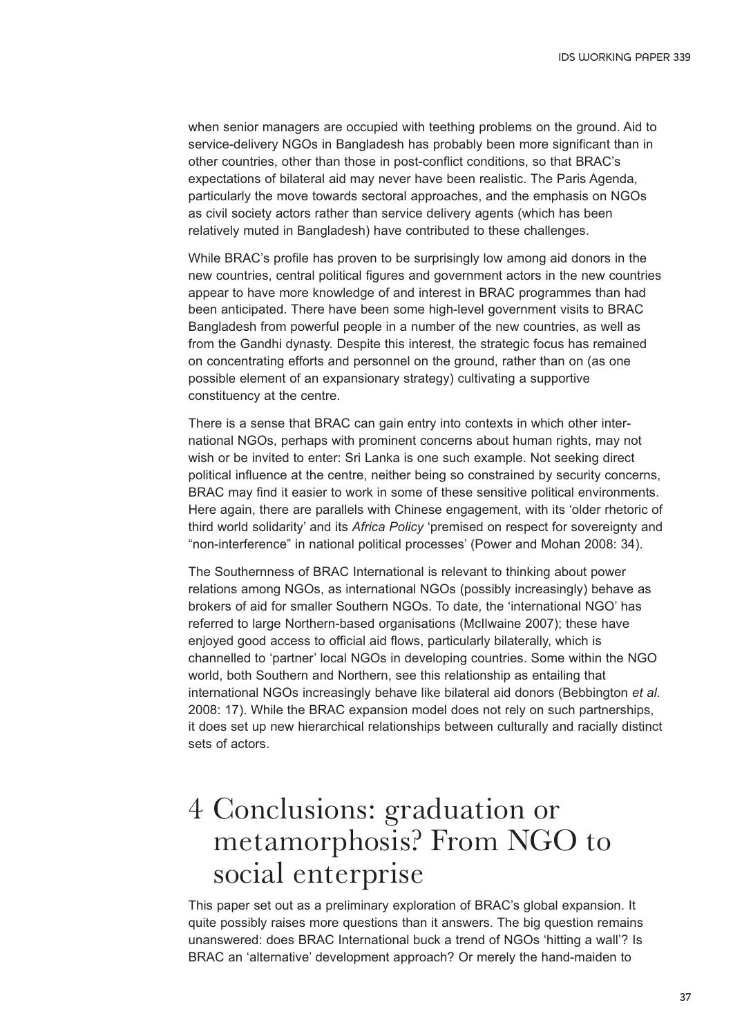when senior managers are occupied with teething problems on the ground. Aid to service-delivery NGOs in Bangladesh has probably been more significant than in other countries, other than those in post-conflict conditions, so that BRAC's expectations of bilateral aid may never have been realistic. The Paris Agenda, particularly the move towards sectoral approaches, and the emphasis on NGOs as civil society actors rather than service delivery agents (which has been relatively muted in Bangladesh) have contributed to these challenges.

While BRAC's profile has proven to be surprisingly low among aid donors in the new countries, central political figures and government actors in the new countries appear to have more knowledge of and interest in BRAC programmes than had been anticipated. There have been some high-level government visits to BRAC Bangladesh from powerful people in a number of the new countries, as well as from the Gandhi dynasty. Despite this interest, the strategic focus has remained on concentrating efforts and personnel on the ground, rather than on (as one possible element of an expansionary strategy) cultivating a supportive constituency at the centre.

There is a sense that BRAC can gain entry into contexts in which other international NGOs, perhaps with prominent concerns about human rights, may not wish or be invited to enter: Sri Lanka is one such example. Not seeking direct political influence at the centre, neither being so constrained by security concerns, BRAC may find it easier to work in some of these sensitive political environments. Here again, there are parallels with Chinese engagement, with its 'older rhetoric of third world solidarity' and its *Africa Policy* 'premised on respect for sovereignty and "non-interference" in national political processes' (Power and Mohan 2008: 34).

The Southernness of BRAC International is relevant to thinking about power relations among NGOs, as international NGOs (possibly increasingly) behave as brokers of aid for smaller Southern NGOs. To date, the 'international NGO' has referred to large Northern-based organisations (McIlwaine 2007); these have enjoyed good access to official aid flows, particularly bilaterally, which is channelled to 'partner' local NGOs in developing countries. Some within the NGO world, both Southern and Northern, see this relationship as entailing that international NGOs increasingly behave like bilateral aid donors (Bebbington *et al.* 2008: 17). While the BRAC expansion model does not rely on such partnerships, it does set up new hierarchical relationships between culturally and racially distinct sets of actors.

# 4 Conclusions: graduation or metamorphosis? From NGO to social enterprise

This paper set out as a preliminary exploration of BRAC's global expansion. It quite possibly raises more questions than it answers. The big question remains unanswered: does BRAC International buck a trend of NGOs 'hitting a wall'? Is BRAC an 'alternative' development approach? Or merely the hand-maiden to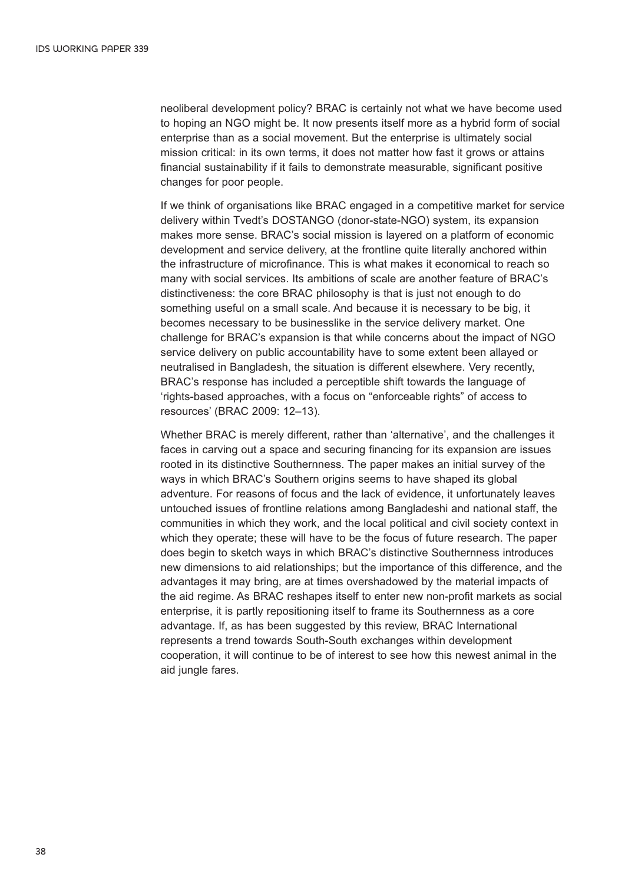neoliberal development policy? BRAC is certainly not what we have become used to hoping an NGO might be. It now presents itself more as a hybrid form of social enterprise than as a social movement. But the enterprise is ultimately social mission critical: in its own terms, it does not matter how fast it grows or attains financial sustainability if it fails to demonstrate measurable, significant positive changes for poor people.

If we think of organisations like BRAC engaged in a competitive market for service delivery within Tvedt's DOSTANGO (donor-state-NGO) system, its expansion makes more sense. BRAC's social mission is layered on a platform of economic development and service delivery, at the frontline quite literally anchored within the infrastructure of microfinance. This is what makes it economical to reach so many with social services. Its ambitions of scale are another feature of BRAC's distinctiveness: the core BRAC philosophy is that is just not enough to do something useful on a small scale. And because it is necessary to be big, it becomes necessary to be businesslike in the service delivery market. One challenge for BRAC's expansion is that while concerns about the impact of NGO service delivery on public accountability have to some extent been allayed or neutralised in Bangladesh, the situation is different elsewhere. Very recently, BRAC's response has included a perceptible shift towards the language of 'rights-based approaches, with a focus on "enforceable rights" of access to resources' (BRAC 2009: 12–13).

Whether BRAC is merely different, rather than 'alternative', and the challenges it faces in carving out a space and securing financing for its expansion are issues rooted in its distinctive Southernness. The paper makes an initial survey of the ways in which BRAC's Southern origins seems to have shaped its global adventure. For reasons of focus and the lack of evidence, it unfortunately leaves untouched issues of frontline relations among Bangladeshi and national staff, the communities in which they work, and the local political and civil society context in which they operate; these will have to be the focus of future research. The paper does begin to sketch ways in which BRAC's distinctive Southernness introduces new dimensions to aid relationships; but the importance of this difference, and the advantages it may bring, are at times overshadowed by the material impacts of the aid regime. As BRAC reshapes itself to enter new non-profit markets as social enterprise, it is partly repositioning itself to frame its Southernness as a core advantage. If, as has been suggested by this review, BRAC International represents a trend towards South-South exchanges within development cooperation, it will continue to be of interest to see how this newest animal in the aid jungle fares.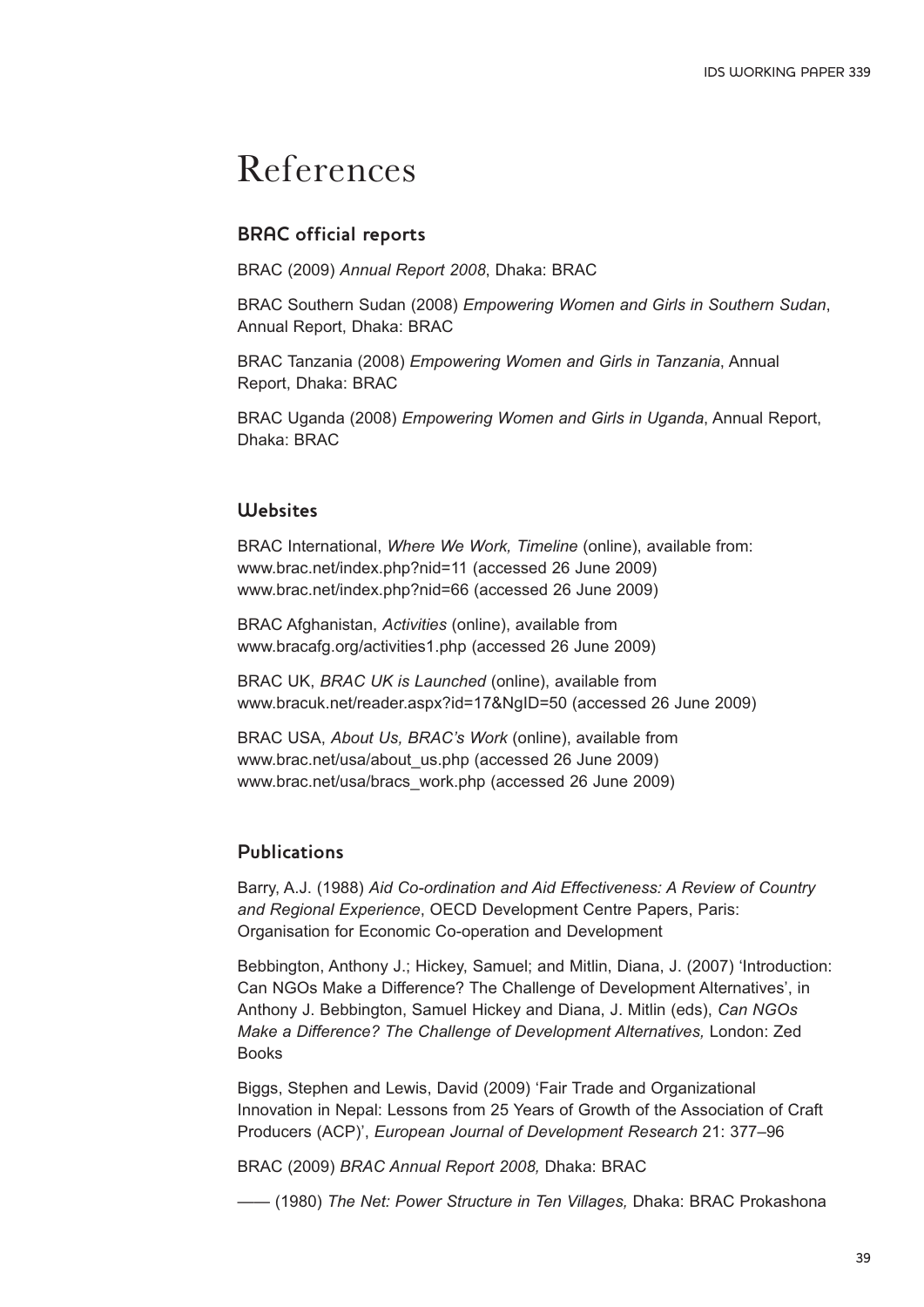# References

## BRAC official reports

BRAC (2009) *Annual Report 2008*, Dhaka: BRAC

BRAC Southern Sudan (2008) *Empowering Women and Girls in Southern Sudan*, Annual Report, Dhaka: BRAC

BRAC Tanzania (2008) *Empowering Women and Girls in Tanzania*, Annual Report, Dhaka: BRAC

BRAC Uganda (2008) *Empowering Women and Girls in Uganda*, Annual Report, Dhaka: BRAC

## Websites

BRAC International, *Where We Work, Timeline* (online), available from:
www.brac.net/index.php?nid=11 (accessed 26 June 2009)
www.brac.net/index.php?nid=66 (accessed 26 June 2009)

BRAC Afghanistan, *Activities* (online), available from
www.bracafg.org/activities1.php (accessed 26 June 2009)

BRAC UK, *BRAC UK is Launched* (online), available from
www.bracuk.net/reader.aspx?id=17&NgID=50 (accessed 26 June 2009)

BRAC USA, *About Us, BRAC's Work* (online), available from
www.brac.net/usa/about_us.php (accessed 26 June 2009)
www.brac.net/usa/bracs_work.php (accessed 26 June 2009)

## Publications

Barry, A.J. (1988) *Aid Co-ordination and Aid Effectiveness: A Review of Country and Regional Experience*, OECD Development Centre Papers, Paris: Organisation for Economic Co-operation and Development

Bebbington, Anthony J.; Hickey, Samuel; and Mitlin, Diana, J. (2007) 'Introduction: Can NGOs Make a Difference? The Challenge of Development Alternatives', in Anthony J. Bebbington, Samuel Hickey and Diana, J. Mitlin (eds), *Can NGOs Make a Difference? The Challenge of Development Alternatives,* London: Zed Books

Biggs, Stephen and Lewis, David (2009) 'Fair Trade and Organizational Innovation in Nepal: Lessons from 25 Years of Growth of the Association of Craft Producers (ACP)', *European Journal of Development Research* 21: 377–96

BRAC (2009) *BRAC Annual Report 2008,* Dhaka: BRAC

—— (1980) *The Net: Power Structure in Ten Villages,* Dhaka: BRAC Prokashona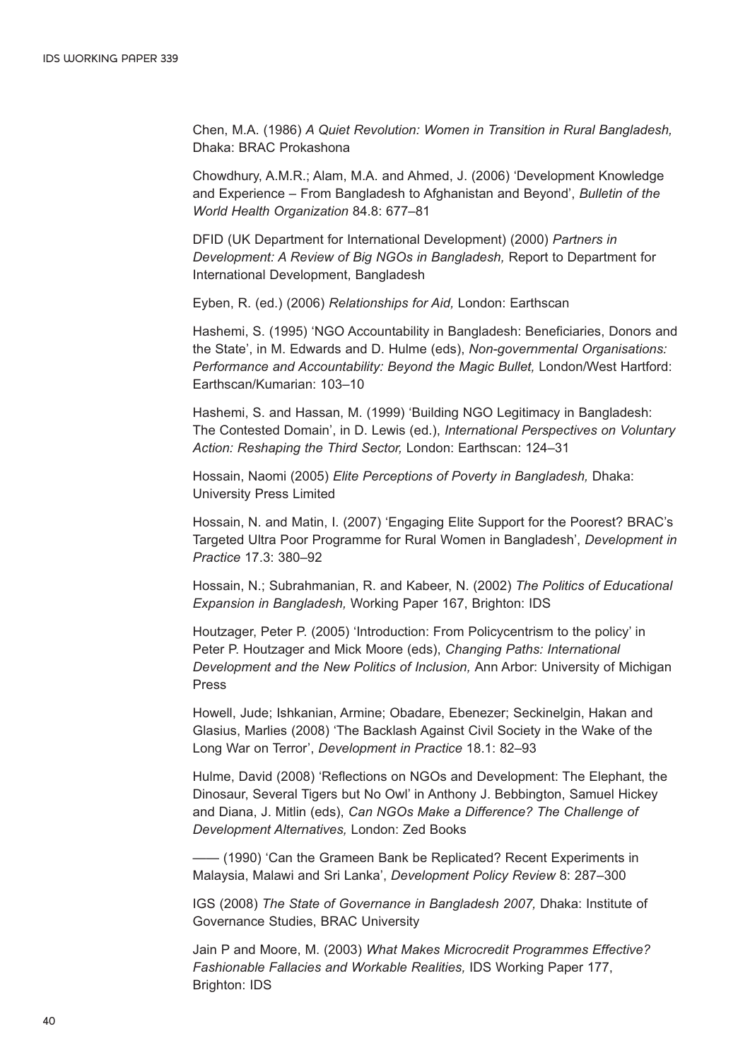Chen, M.A. (1986) *A Quiet Revolution: Women in Transition in Rural Bangladesh,* Dhaka: BRAC Prokashona

Chowdhury, A.M.R.; Alam, M.A. and Ahmed, J. (2006) 'Development Knowledge and Experience – From Bangladesh to Afghanistan and Beyond', *Bulletin of the World Health Organization* 84.8: 677–81

DFID (UK Department for International Development) (2000) *Partners in Development: A Review of Big NGOs in Bangladesh,* Report to Department for International Development, Bangladesh

Eyben, R. (ed.) (2006) *Relationships for Aid,* London: Earthscan

Hashemi, S. (1995) 'NGO Accountability in Bangladesh: Beneficiaries, Donors and the State', in M. Edwards and D. Hulme (eds), *Non-governmental Organisations: Performance and Accountability: Beyond the Magic Bullet,* London/West Hartford: Earthscan/Kumarian: 103–10

Hashemi, S. and Hassan, M. (1999) 'Building NGO Legitimacy in Bangladesh: The Contested Domain', in D. Lewis (ed.), *International Perspectives on Voluntary Action: Reshaping the Third Sector,* London: Earthscan: 124–31

Hossain, Naomi (2005) *Elite Perceptions of Poverty in Bangladesh,* Dhaka: University Press Limited

Hossain, N. and Matin, I. (2007) 'Engaging Elite Support for the Poorest? BRAC's Targeted Ultra Poor Programme for Rural Women in Bangladesh', *Development in Practice* 17.3: 380–92

Hossain, N.; Subrahmanian, R. and Kabeer, N. (2002) *The Politics of Educational Expansion in Bangladesh,* Working Paper 167, Brighton: IDS

Houtzager, Peter P. (2005) 'Introduction: From Policycentrism to the policy' in Peter P. Houtzager and Mick Moore (eds), *Changing Paths: International Development and the New Politics of Inclusion,* Ann Arbor: University of Michigan Press

Howell, Jude; Ishkanian, Armine; Obadare, Ebenezer; Seckinelgin, Hakan and Glasius, Marlies (2008) 'The Backlash Against Civil Society in the Wake of the Long War on Terror', *Development in Practice* 18.1: 82–93

Hulme, David (2008) 'Reflections on NGOs and Development: The Elephant, the Dinosaur, Several Tigers but No Owl' in Anthony J. Bebbington, Samuel Hickey and Diana, J. Mitlin (eds), *Can NGOs Make a Difference? The Challenge of Development Alternatives,* London: Zed Books

—— (1990) 'Can the Grameen Bank be Replicated? Recent Experiments in Malaysia, Malawi and Sri Lanka', *Development Policy Review* 8: 287–300

IGS (2008) *The State of Governance in Bangladesh 2007,* Dhaka: Institute of Governance Studies, BRAC University

Jain P and Moore, M. (2003) *What Makes Microcredit Programmes Effective? Fashionable Fallacies and Workable Realities,* IDS Working Paper 177, Brighton: IDS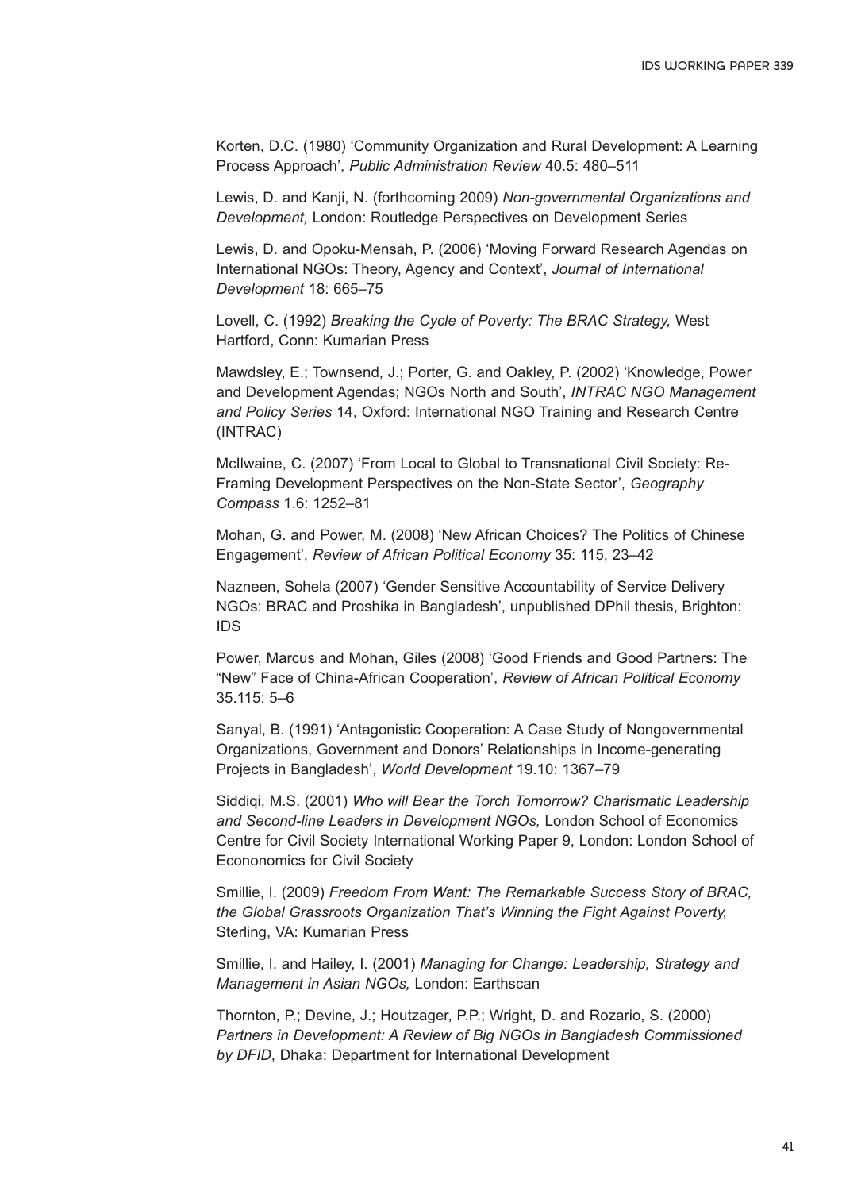Korten, D.C. (1980) 'Community Organization and Rural Development: A Learning Process Approach', *Public Administration Review* 40.5: 480–511

Lewis, D. and Kanji, N. (forthcoming 2009) *Non-governmental Organizations and Development,* London: Routledge Perspectives on Development Series

Lewis, D. and Opoku-Mensah, P. (2006) 'Moving Forward Research Agendas on International NGOs: Theory, Agency and Context', *Journal of International Development* 18: 665–75

Lovell, C. (1992) *Breaking the Cycle of Poverty: The BRAC Strategy,* West Hartford, Conn: Kumarian Press

Mawdsley, E.; Townsend, J.; Porter, G. and Oakley, P. (2002) 'Knowledge, Power and Development Agendas; NGOs North and South', *INTRAC NGO Management and Policy Series* 14, Oxford: International NGO Training and Research Centre (INTRAC)

McIlwaine, C. (2007) 'From Local to Global to Transnational Civil Society: Re-Framing Development Perspectives on the Non-State Sector', *Geography Compass* 1.6: 1252–81

Mohan, G. and Power, M. (2008) 'New African Choices? The Politics of Chinese Engagement', *Review of African Political Economy* 35: 115, 23–42

Nazneen, Sohela (2007) 'Gender Sensitive Accountability of Service Delivery NGOs: BRAC and Proshika in Bangladesh', unpublished DPhil thesis, Brighton: IDS

Power, Marcus and Mohan, Giles (2008) 'Good Friends and Good Partners: The "New" Face of China-African Cooperation', *Review of African Political Economy* 35.115: 5–6

Sanyal, B. (1991) 'Antagonistic Cooperation: A Case Study of Nongovernmental Organizations, Government and Donors' Relationships in Income-generating Projects in Bangladesh', *World Development* 19.10: 1367–79

Siddiqi, M.S. (2001) *Who will Bear the Torch Tomorrow? Charismatic Leadership and Second-line Leaders in Development NGOs,* London School of Economics Centre for Civil Society International Working Paper 9, London: London School of Econonomics for Civil Society

Smillie, I. (2009) *Freedom From Want: The Remarkable Success Story of BRAC, the Global Grassroots Organization That's Winning the Fight Against Poverty,* Sterling, VA: Kumarian Press

Smillie, I. and Hailey, I. (2001) *Managing for Change: Leadership, Strategy and Management in Asian NGOs,* London: Earthscan

Thornton, P.; Devine, J.; Houtzager, P.P.; Wright, D. and Rozario, S. (2000) *Partners in Development: A Review of Big NGOs in Bangladesh Commissioned by DFID*, Dhaka: Department for International Development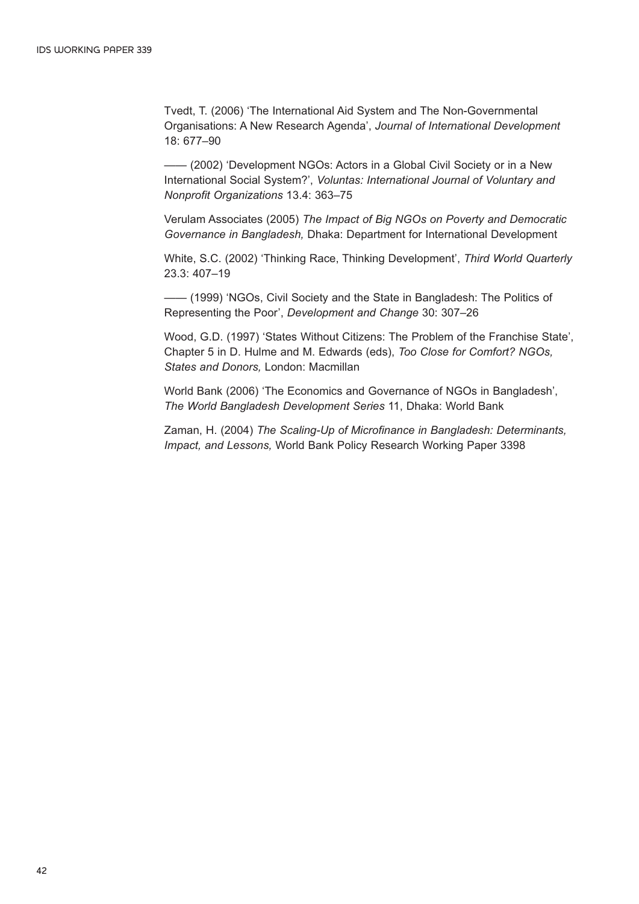Tvedt, T. (2006) 'The International Aid System and The Non-Governmental Organisations: A New Research Agenda', *Journal of International Development* 18: 677–90

—— (2002) 'Development NGOs: Actors in a Global Civil Society or in a New International Social System?', *Voluntas: International Journal of Voluntary and Nonprofit Organizations* 13.4: 363–75

Verulam Associates (2005) *The Impact of Big NGOs on Poverty and Democratic Governance in Bangladesh,* Dhaka: Department for International Development

White, S.C. (2002) 'Thinking Race, Thinking Development', *Third World Quarterly* 23.3: 407–19

—— (1999) 'NGOs, Civil Society and the State in Bangladesh: The Politics of Representing the Poor', *Development and Change* 30: 307–26

Wood, G.D. (1997) 'States Without Citizens: The Problem of the Franchise State', Chapter 5 in D. Hulme and M. Edwards (eds), *Too Close for Comfort? NGOs, States and Donors,* London: Macmillan

World Bank (2006) 'The Economics and Governance of NGOs in Bangladesh', *The World Bangladesh Development Series* 11, Dhaka: World Bank

Zaman, H. (2004) *The Scaling-Up of Microfinance in Bangladesh: Determinants, Impact, and Lessons,* World Bank Policy Research Working Paper 3398